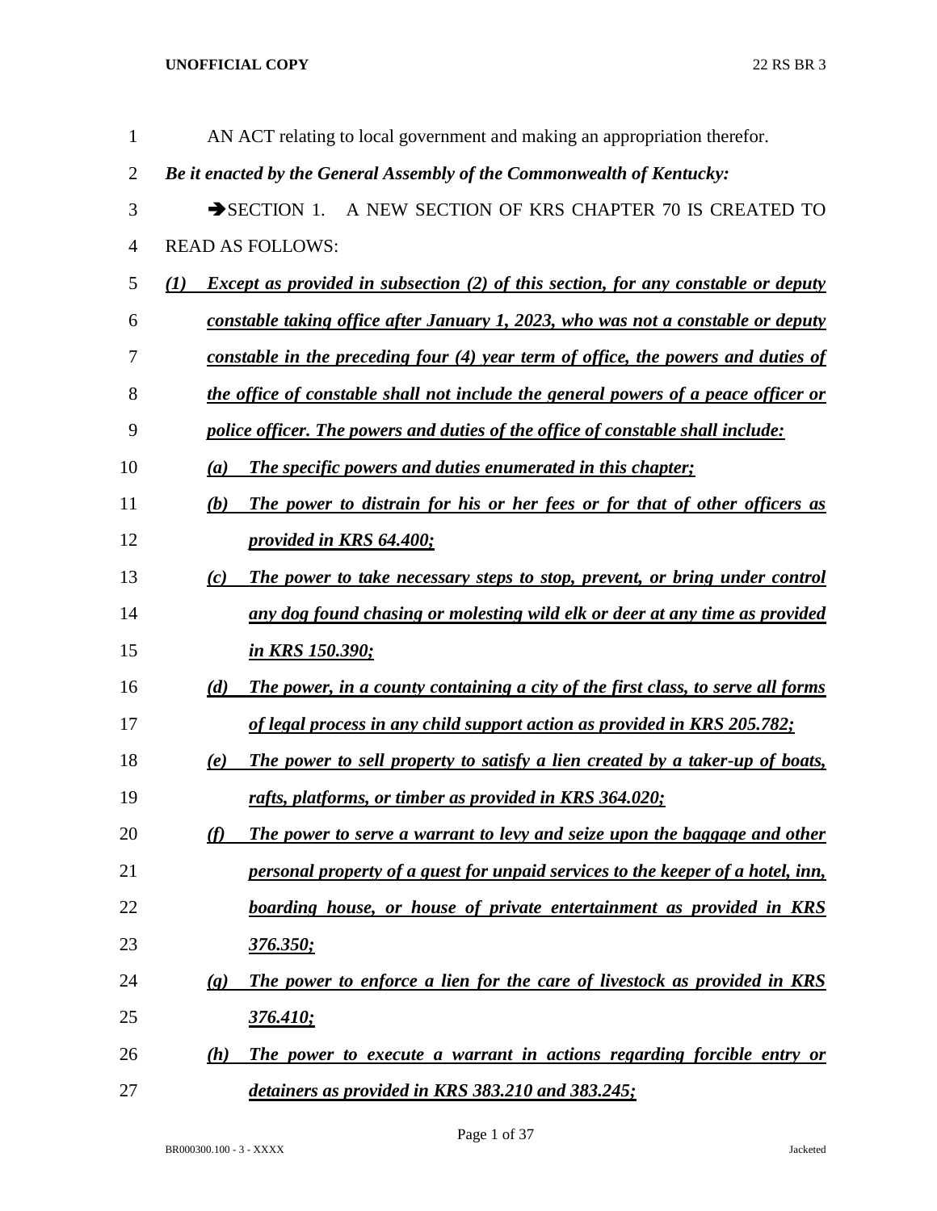AN ACT relating to local government and making an appropriation therefor.

***Be it enacted by the General Assembly of the Commonwealth of Kentucky:***

➔SECTION 1. A NEW SECTION OF KRS CHAPTER 70 IS CREATED TO READ AS FOLLOWS:

***(1) Except as provided in subsection (2) of this section, for any constable or deputy constable taking office after January 1, 2023, who was not a constable or deputy constable in the preceding four (4) year term of office, the powers and duties of the office of constable shall not include the general powers of a peace officer or police officer. The powers and duties of the office of constable shall include:***

***(a) The specific powers and duties enumerated in this chapter;***

***(b) The power to distrain for his or her fees or for that of other officers as provided in KRS 64.400;***

***(c) The power to take necessary steps to stop, prevent, or bring under control any dog found chasing or molesting wild elk or deer at any time as provided in KRS 150.390;***

***(d) The power, in a county containing a city of the first class, to serve all forms of legal process in any child support action as provided in KRS 205.782;***

***(e) The power to sell property to satisfy a lien created by a taker-up of boats, rafts, platforms, or timber as provided in KRS 364.020;***

***(f) The power to serve a warrant to levy and seize upon the baggage and other personal property of a guest for unpaid services to the keeper of a hotel, inn, boarding house, or house of private entertainment as provided in KRS 376.350;***

***(g) The power to enforce a lien for the care of livestock as provided in KRS 376.410;***

***(h) The power to execute a warrant in actions regarding forcible entry or detainers as provided in KRS 383.210 and 383.245;***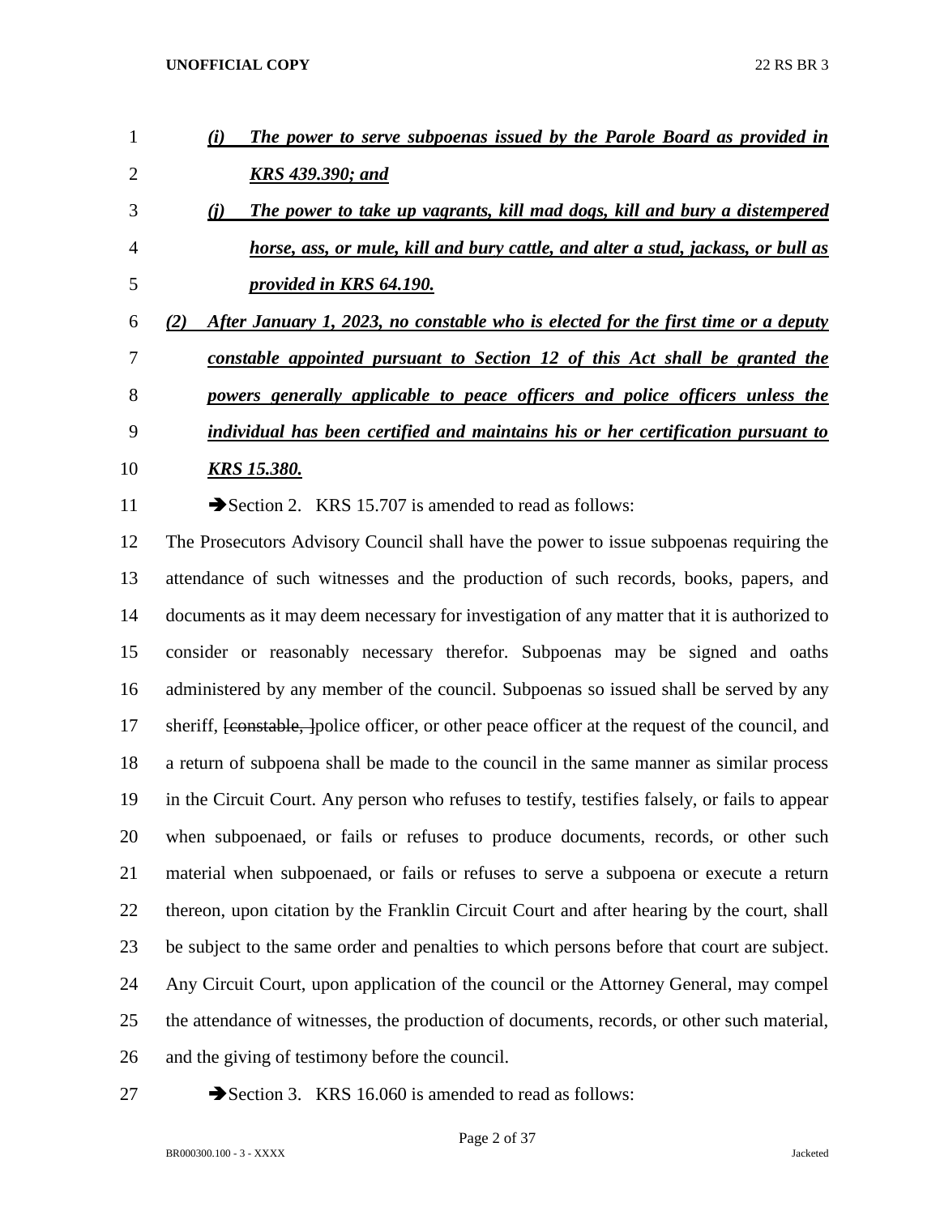*(i) The power to serve subpoenas issued by the Parole Board as provided in KRS 439.390; and*

*(j) The power to take up vagrants, kill mad dogs, kill and bury a distempered horse, ass, or mule, kill and bury cattle, and alter a stud, jackass, or bull as provided in KRS 64.190.*

*(2) After January 1, 2023, no constable who is elected for the first time or a deputy constable appointed pursuant to Section 12 of this Act shall be granted the powers generally applicable to peace officers and police officers unless the individual has been certified and maintains his or her certification pursuant to KRS 15.380.*

➔Section 2. KRS 15.707 is amended to read as follows:

The Prosecutors Advisory Council shall have the power to issue subpoenas requiring the attendance of such witnesses and the production of such records, books, papers, and documents as it may deem necessary for investigation of any matter that it is authorized to consider or reasonably necessary therefor. Subpoenas may be signed and oaths administered by any member of the council. Subpoenas so issued shall be served by any sheriff, ~~[constable, ]~~police officer, or other peace officer at the request of the council, and a return of subpoena shall be made to the council in the same manner as similar process in the Circuit Court. Any person who refuses to testify, testifies falsely, or fails to appear when subpoenaed, or fails or refuses to produce documents, records, or other such material when subpoenaed, or fails or refuses to serve a subpoena or execute a return thereon, upon citation by the Franklin Circuit Court and after hearing by the court, shall be subject to the same order and penalties to which persons before that court are subject. Any Circuit Court, upon application of the council or the Attorney General, may compel the attendance of witnesses, the production of documents, records, or other such material, and the giving of testimony before the council.

➔Section 3. KRS 16.060 is amended to read as follows: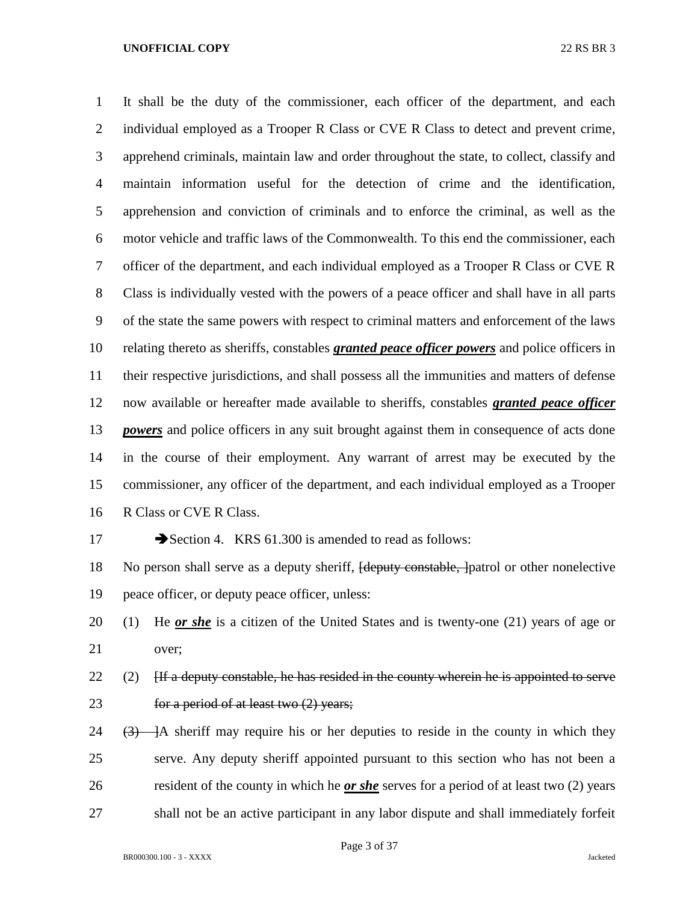It shall be the duty of the commissioner, each officer of the department, and each individual employed as a Trooper R Class or CVE R Class to detect and prevent crime, apprehend criminals, maintain law and order throughout the state, to collect, classify and maintain information useful for the detection of crime and the identification, apprehension and conviction of criminals and to enforce the criminal, as well as the motor vehicle and traffic laws of the Commonwealth. To this end the commissioner, each officer of the department, and each individual employed as a Trooper R Class or CVE R Class is individually vested with the powers of a peace officer and shall have in all parts of the state the same powers with respect to criminal matters and enforcement of the laws relating thereto as sheriffs, constables ***granted peace officer powers*** and police officers in their respective jurisdictions, and shall possess all the immunities and matters of defense now available or hereafter made available to sheriffs, constables ***granted peace officer powers*** and police officers in any suit brought against them in consequence of acts done in the course of their employment. Any warrant of arrest may be executed by the commissioner, any officer of the department, and each individual employed as a Trooper R Class or CVE R Class.

➔Section 4. KRS 61.300 is amended to read as follows:

No person shall serve as a deputy sheriff, ~~[deputy constable, ]~~patrol or other nonelective peace officer, or deputy peace officer, unless:

(1) He ***or she*** is a citizen of the United States and is twenty-one (21) years of age or over;

(2) ~~[If a deputy constable, he has resided in the county wherein he is appointed to serve for a period of at least two (2) years;~~

~~(3) ]~~A sheriff may require his or her deputies to reside in the county in which they serve. Any deputy sheriff appointed pursuant to this section who has not been a resident of the county in which he ***or she*** serves for a period of at least two (2) years shall not be an active participant in any labor dispute and shall immediately forfeit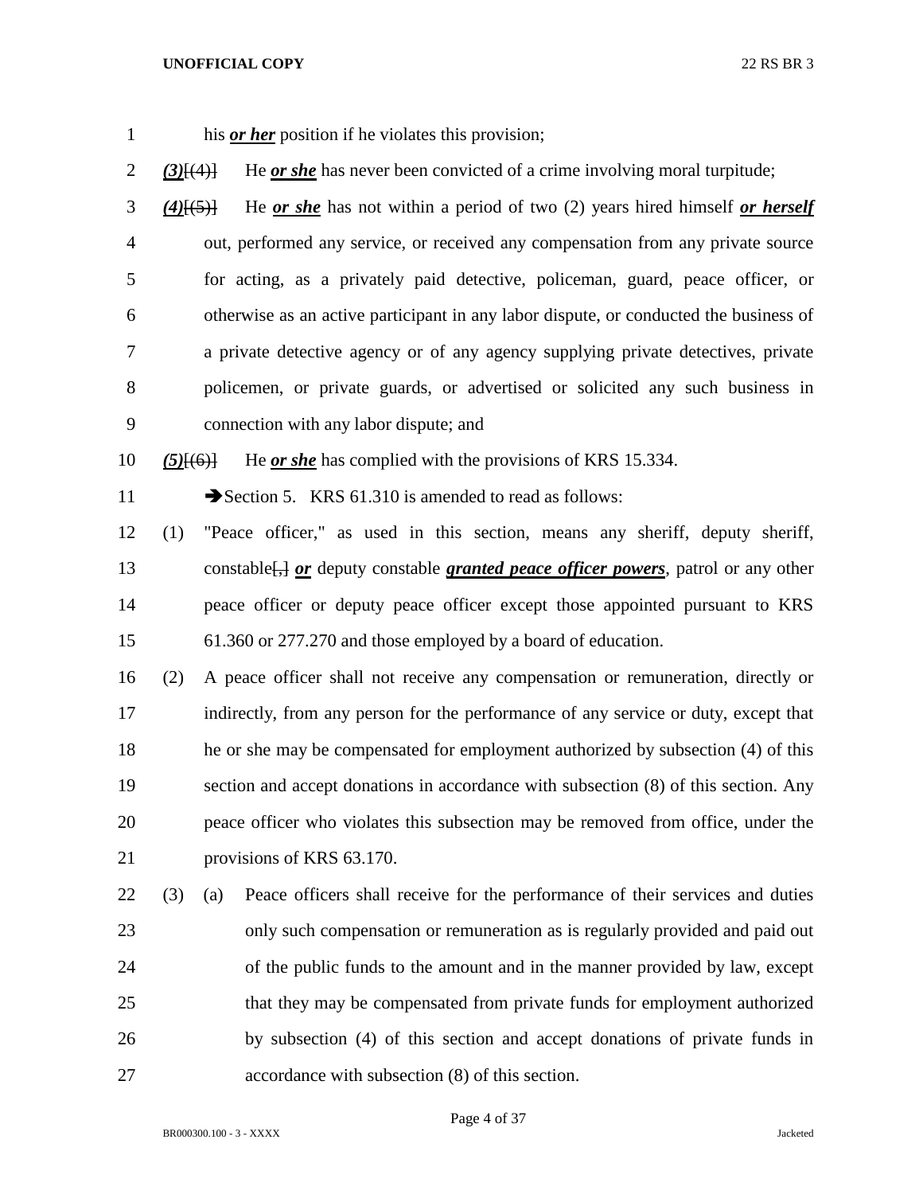his ***or her*** position if he violates this provision;

***(3)***[(4)] He ***or she*** has never been convicted of a crime involving moral turpitude;

***(4)***[(5)] He ***or she*** has not within a period of two (2) years hired himself ***or herself*** out, performed any service, or received any compensation from any private source for acting, as a privately paid detective, policeman, guard, peace officer, or otherwise as an active participant in any labor dispute, or conducted the business of a private detective agency or of any agency supplying private detectives, private policemen, or private guards, or advertised or solicited any such business in connection with any labor dispute; and

***(5)***[(6)] He ***or she*** has complied with the provisions of KRS 15.334.

➔Section 5. KRS 61.310 is amended to read as follows:

(1) "Peace officer," as used in this section, means any sheriff, deputy sheriff, constable[,] ***or*** deputy constable ***granted peace officer powers***, patrol or any other peace officer or deputy peace officer except those appointed pursuant to KRS 61.360 or 277.270 and those employed by a board of education.

(2) A peace officer shall not receive any compensation or remuneration, directly or indirectly, from any person for the performance of any service or duty, except that he or she may be compensated for employment authorized by subsection (4) of this section and accept donations in accordance with subsection (8) of this section. Any peace officer who violates this subsection may be removed from office, under the provisions of KRS 63.170.

(3) (a) Peace officers shall receive for the performance of their services and duties only such compensation or remuneration as is regularly provided and paid out of the public funds to the amount and in the manner provided by law, except that they may be compensated from private funds for employment authorized by subsection (4) of this section and accept donations of private funds in accordance with subsection (8) of this section.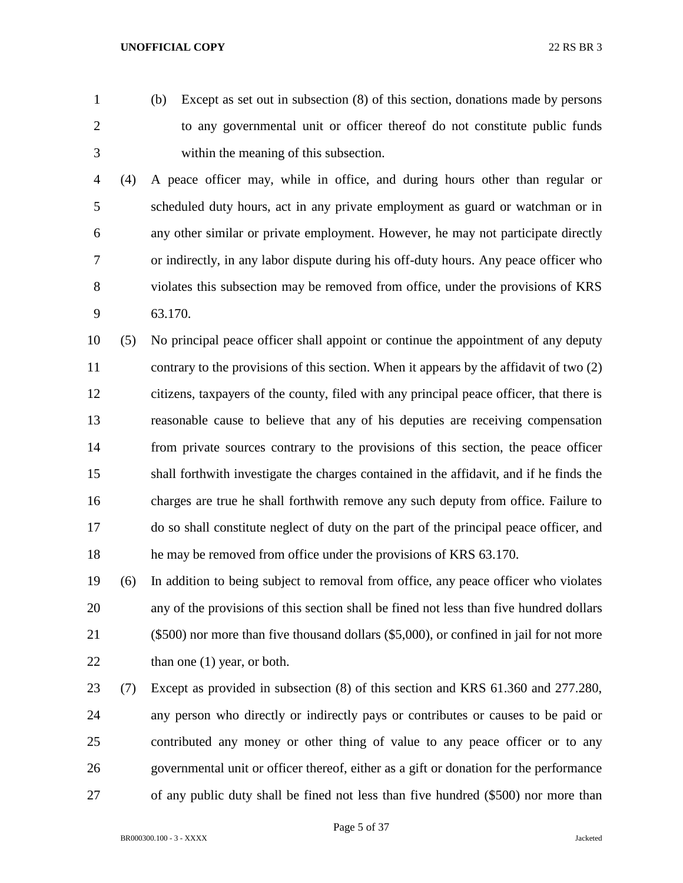(b) Except as set out in subsection (8) of this section, donations made by persons to any governmental unit or officer thereof do not constitute public funds within the meaning of this subsection.

(4) A peace officer may, while in office, and during hours other than regular or scheduled duty hours, act in any private employment as guard or watchman or in any other similar or private employment. However, he may not participate directly or indirectly, in any labor dispute during his off-duty hours. Any peace officer who violates this subsection may be removed from office, under the provisions of KRS 63.170.

(5) No principal peace officer shall appoint or continue the appointment of any deputy contrary to the provisions of this section. When it appears by the affidavit of two (2) citizens, taxpayers of the county, filed with any principal peace officer, that there is reasonable cause to believe that any of his deputies are receiving compensation from private sources contrary to the provisions of this section, the peace officer shall forthwith investigate the charges contained in the affidavit, and if he finds the charges are true he shall forthwith remove any such deputy from office. Failure to do so shall constitute neglect of duty on the part of the principal peace officer, and he may be removed from office under the provisions of KRS 63.170.

(6) In addition to being subject to removal from office, any peace officer who violates any of the provisions of this section shall be fined not less than five hundred dollars ($500) nor more than five thousand dollars ($5,000), or confined in jail for not more than one (1) year, or both.

(7) Except as provided in subsection (8) of this section and KRS 61.360 and 277.280, any person who directly or indirectly pays or contributes or causes to be paid or contributed any money or other thing of value to any peace officer or to any governmental unit or officer thereof, either as a gift or donation for the performance of any public duty shall be fined not less than five hundred ($500) nor more than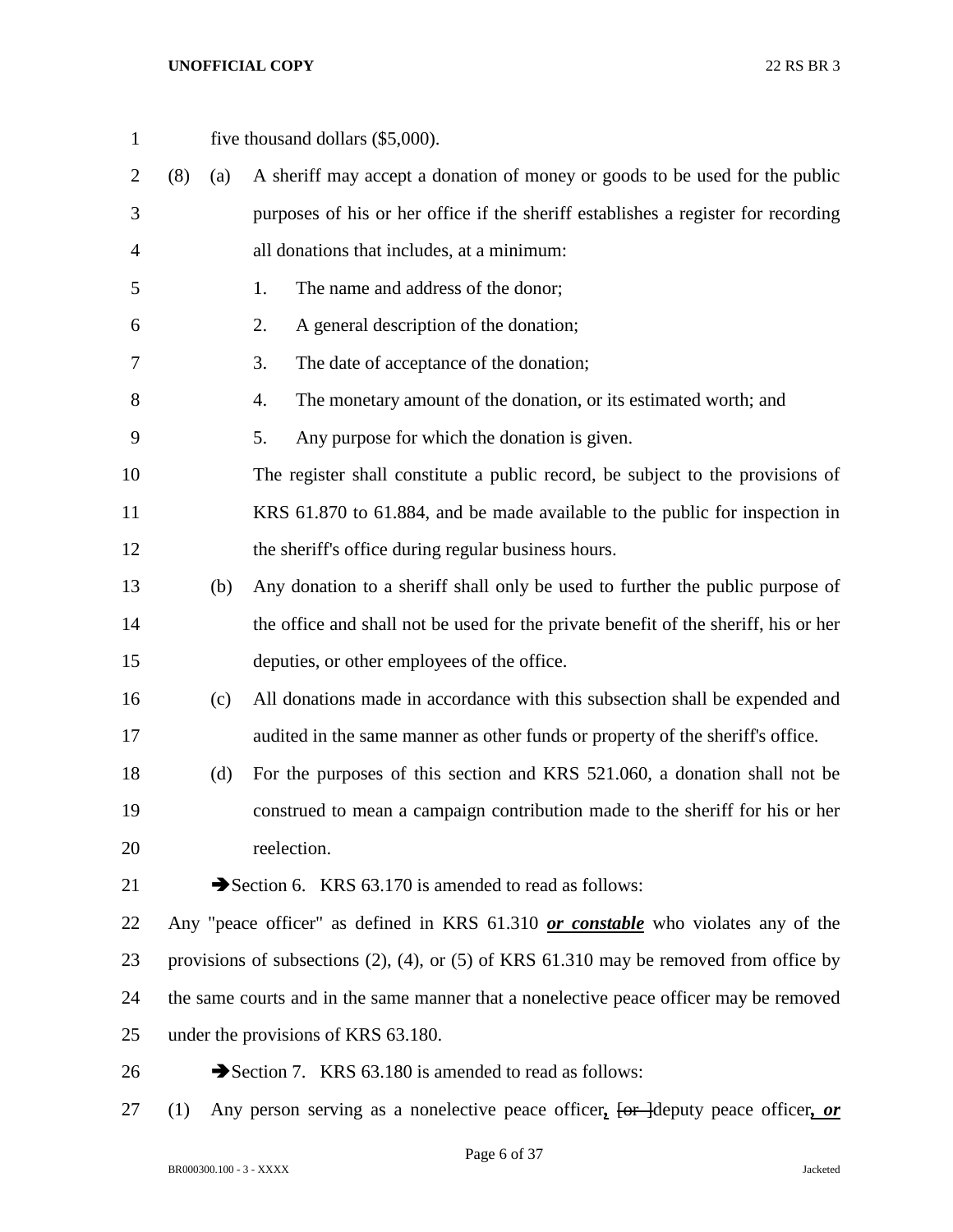five thousand dollars ($5,000).

(8) (a) A sheriff may accept a donation of money or goods to be used for the public purposes of his or her office if the sheriff establishes a register for recording all donations that includes, at a minimum:

1. The name and address of the donor;
2. A general description of the donation;
3. The date of acceptance of the donation;
4. The monetary amount of the donation, or its estimated worth; and
5. Any purpose for which the donation is given.

The register shall constitute a public record, be subject to the provisions of KRS 61.870 to 61.884, and be made available to the public for inspection in the sheriff's office during regular business hours.

(b) Any donation to a sheriff shall only be used to further the public purpose of the office and shall not be used for the private benefit of the sheriff, his or her deputies, or other employees of the office.

(c) All donations made in accordance with this subsection shall be expended and audited in the same manner as other funds or property of the sheriff's office.

(d) For the purposes of this section and KRS 521.060, a donation shall not be construed to mean a campaign contribution made to the sheriff for his or her reelection.

➔Section 6. KRS 63.170 is amended to read as follows:

Any "peace officer" as defined in KRS 61.310 ***or constable*** who violates any of the provisions of subsections (2), (4), or (5) of KRS 61.310 may be removed from office by the same courts and in the same manner that a nonelective peace officer may be removed under the provisions of KRS 63.180.

➔Section 7. KRS 63.180 is amended to read as follows:

(1) Any person serving as a nonelective peace officer***,*** ~~[or ]~~deputy peace officer***, or***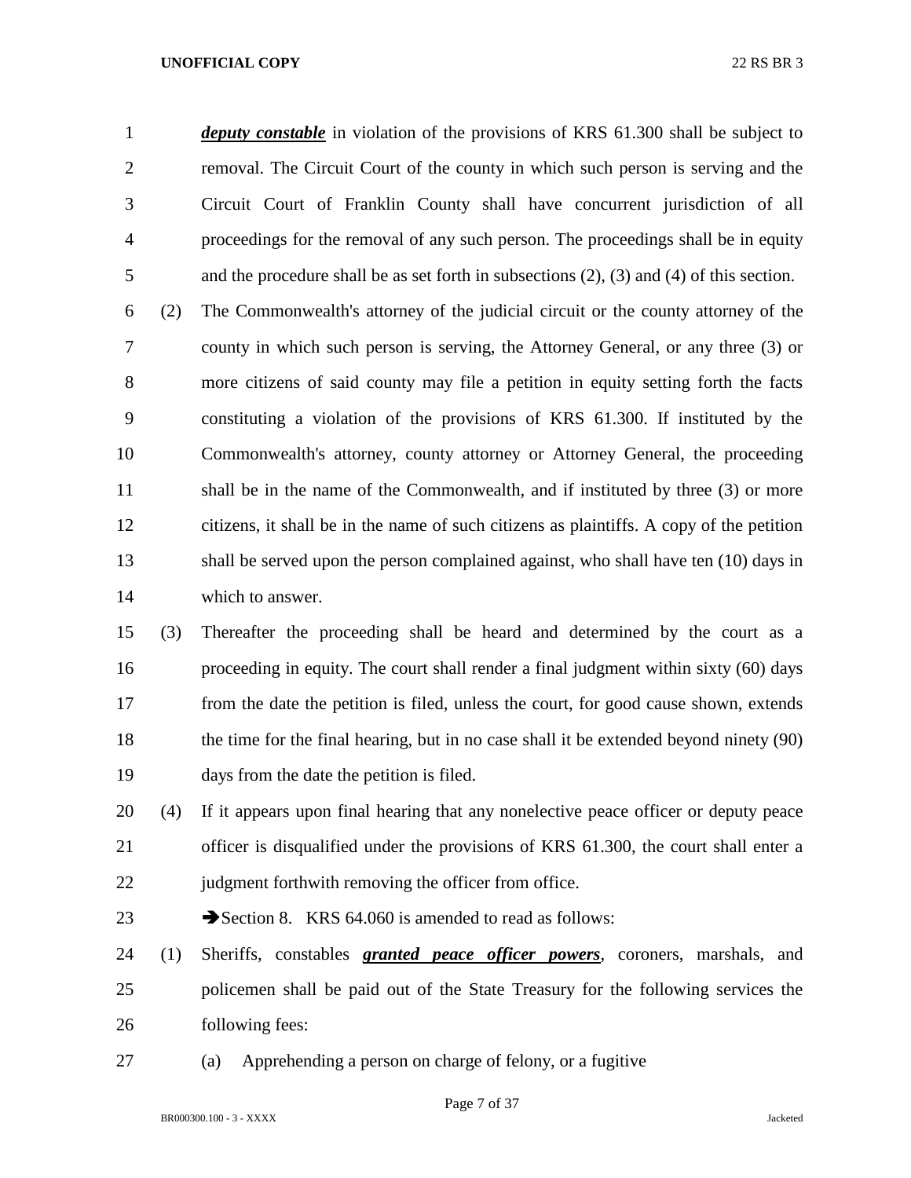***deputy constable*** in violation of the provisions of KRS 61.300 shall be subject to removal. The Circuit Court of the county in which such person is serving and the Circuit Court of Franklin County shall have concurrent jurisdiction of all proceedings for the removal of any such person. The proceedings shall be in equity and the procedure shall be as set forth in subsections (2), (3) and (4) of this section.

(2) The Commonwealth's attorney of the judicial circuit or the county attorney of the county in which such person is serving, the Attorney General, or any three (3) or more citizens of said county may file a petition in equity setting forth the facts constituting a violation of the provisions of KRS 61.300. If instituted by the Commonwealth's attorney, county attorney or Attorney General, the proceeding shall be in the name of the Commonwealth, and if instituted by three (3) or more citizens, it shall be in the name of such citizens as plaintiffs. A copy of the petition shall be served upon the person complained against, who shall have ten (10) days in which to answer.

(3) Thereafter the proceeding shall be heard and determined by the court as a proceeding in equity. The court shall render a final judgment within sixty (60) days from the date the petition is filed, unless the court, for good cause shown, extends the time for the final hearing, but in no case shall it be extended beyond ninety (90) days from the date the petition is filed.

(4) If it appears upon final hearing that any nonelective peace officer or deputy peace officer is disqualified under the provisions of KRS 61.300, the court shall enter a judgment forthwith removing the officer from office.

➔Section 8. KRS 64.060 is amended to read as follows:

(1) Sheriffs, constables ***granted peace officer powers***, coroners, marshals, and policemen shall be paid out of the State Treasury for the following services the following fees:

(a) Apprehending a person on charge of felony, or a fugitive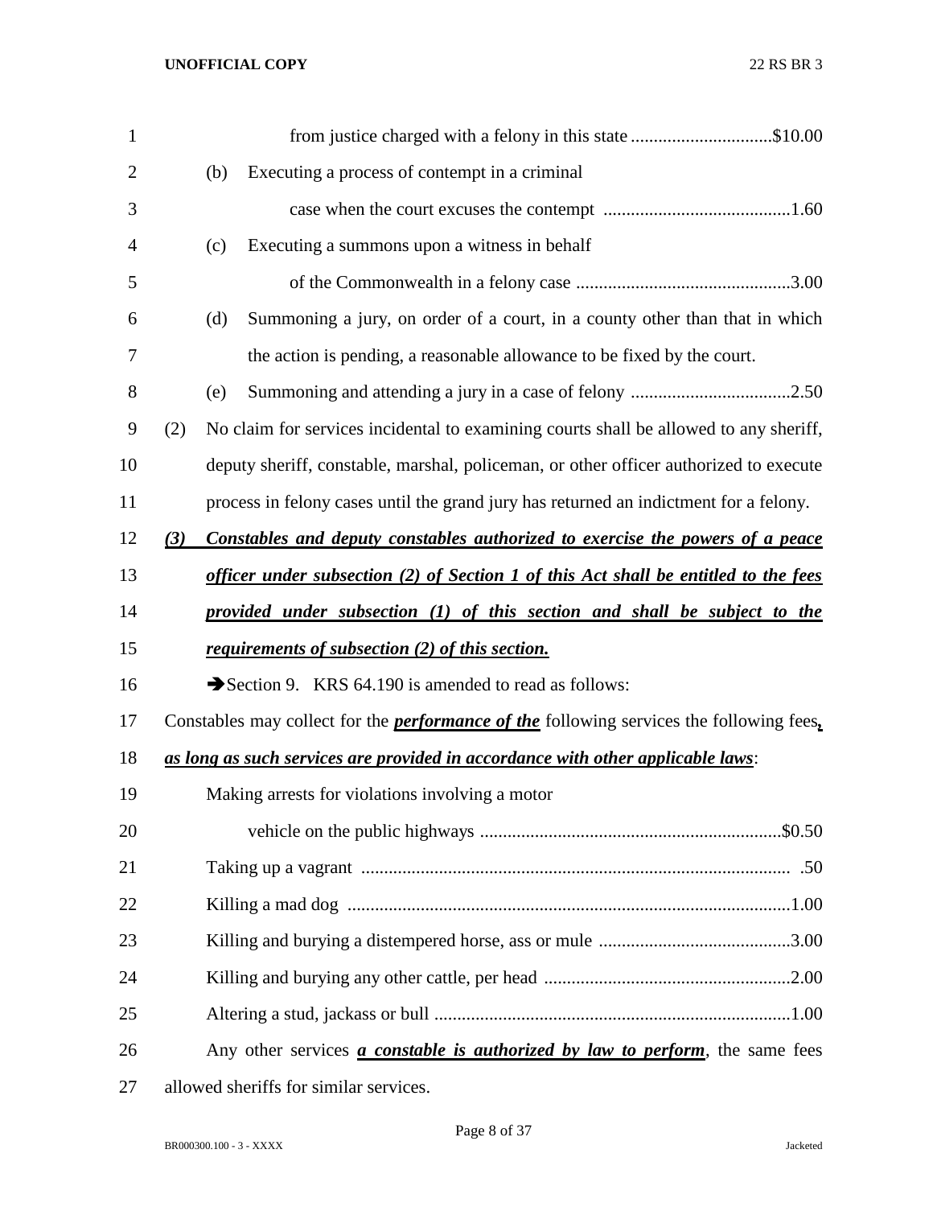from justice charged with a felony in this state ...............................$10.00

(b) Executing a process of contempt in a criminal case when the court excuses the contempt .........................................1.60

(c) Executing a summons upon a witness in behalf of the Commonwealth in a felony case ...............................................3.00

(d) Summoning a jury, on order of a court, in a county other than that in which the action is pending, a reasonable allowance to be fixed by the court.

(e) Summoning and attending a jury in a case of felony ...................................2.50

(2) No claim for services incidental to examining courts shall be allowed to any sheriff, deputy sheriff, constable, marshal, policeman, or other officer authorized to execute process in felony cases until the grand jury has returned an indictment for a felony.

***(3) Constables and deputy constables authorized to exercise the powers of a peace officer under subsection (2) of Section 1 of this Act shall be entitled to the fees provided under subsection (1) of this section and shall be subject to the requirements of subsection (2) of this section.***

➔Section 9. KRS 64.190 is amended to read as follows:

Constables may collect for the ***performance of the*** following services the following fees***, as long as such services are provided in accordance with other applicable laws***:

Making arrests for violations involving a motor vehicle on the public highways .................................................................$0.50

Taking up a vagrant ............................................................................................ .50

Killing a mad dog ................................................................................................1.00

Killing and burying a distempered horse, ass or mule ..........................................3.00

Killing and burying any other cattle, per head ......................................................2.00

Altering a stud, jackass or bull ..............................................................................1.00

Any other services ***a constable is authorized by law to perform***, the same fees allowed sheriffs for similar services.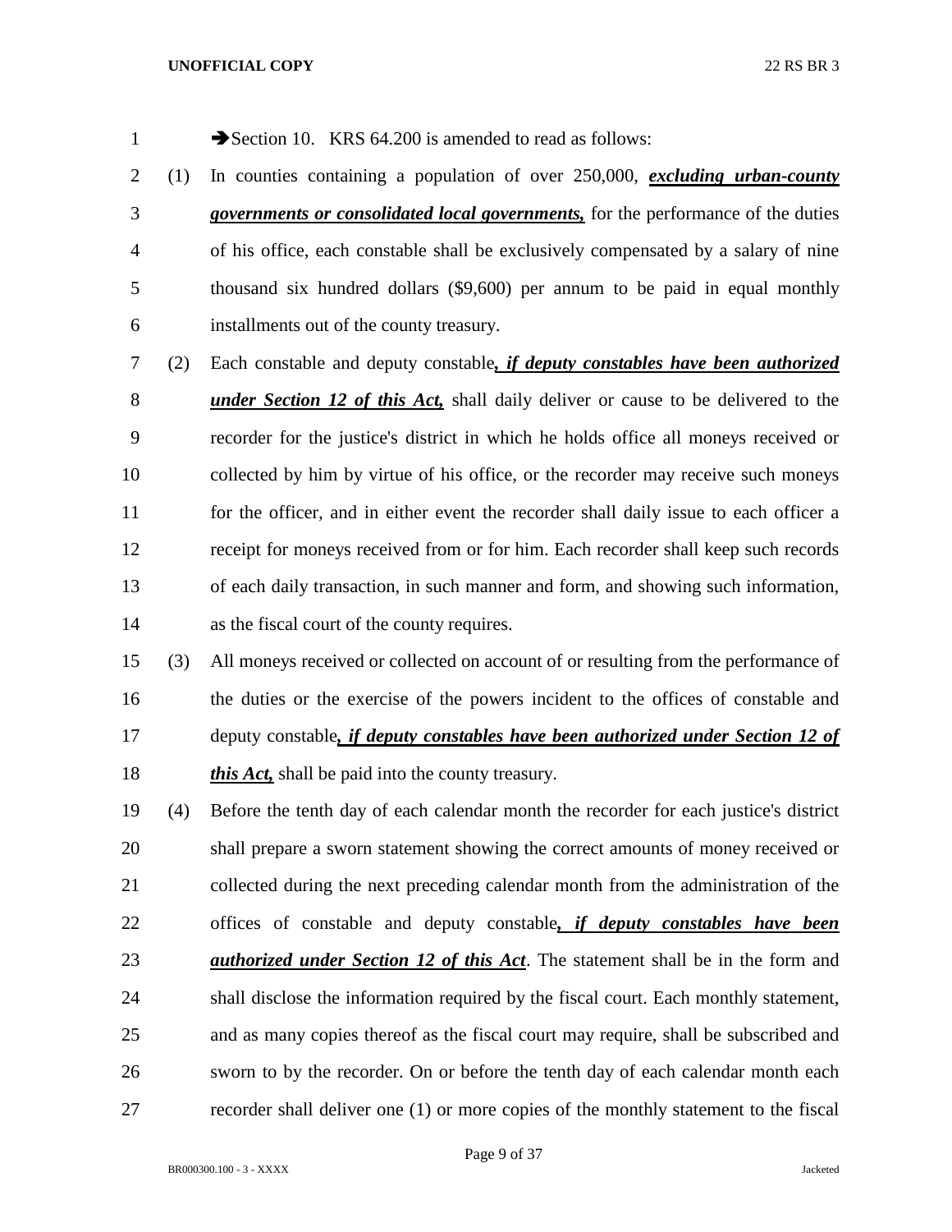➔Section 10. KRS 64.200 is amended to read as follows:

(1) In counties containing a population of over 250,000, ***excluding urban-county governments or consolidated local governments,*** for the performance of the duties of his office, each constable shall be exclusively compensated by a salary of nine thousand six hundred dollars ($9,600) per annum to be paid in equal monthly installments out of the county treasury.

(2) Each constable and deputy constable***, if deputy constables have been authorized under Section 12 of this Act,*** shall daily deliver or cause to be delivered to the recorder for the justice's district in which he holds office all moneys received or collected by him by virtue of his office, or the recorder may receive such moneys for the officer, and in either event the recorder shall daily issue to each officer a receipt for moneys received from or for him. Each recorder shall keep such records of each daily transaction, in such manner and form, and showing such information, as the fiscal court of the county requires.

(3) All moneys received or collected on account of or resulting from the performance of the duties or the exercise of the powers incident to the offices of constable and deputy constable***, if deputy constables have been authorized under Section 12 of this Act,*** shall be paid into the county treasury.

(4) Before the tenth day of each calendar month the recorder for each justice's district shall prepare a sworn statement showing the correct amounts of money received or collected during the next preceding calendar month from the administration of the offices of constable and deputy constable***, if deputy constables have been authorized under Section 12 of this Act***. The statement shall be in the form and shall disclose the information required by the fiscal court. Each monthly statement, and as many copies thereof as the fiscal court may require, shall be subscribed and sworn to by the recorder. On or before the tenth day of each calendar month each recorder shall deliver one (1) or more copies of the monthly statement to the fiscal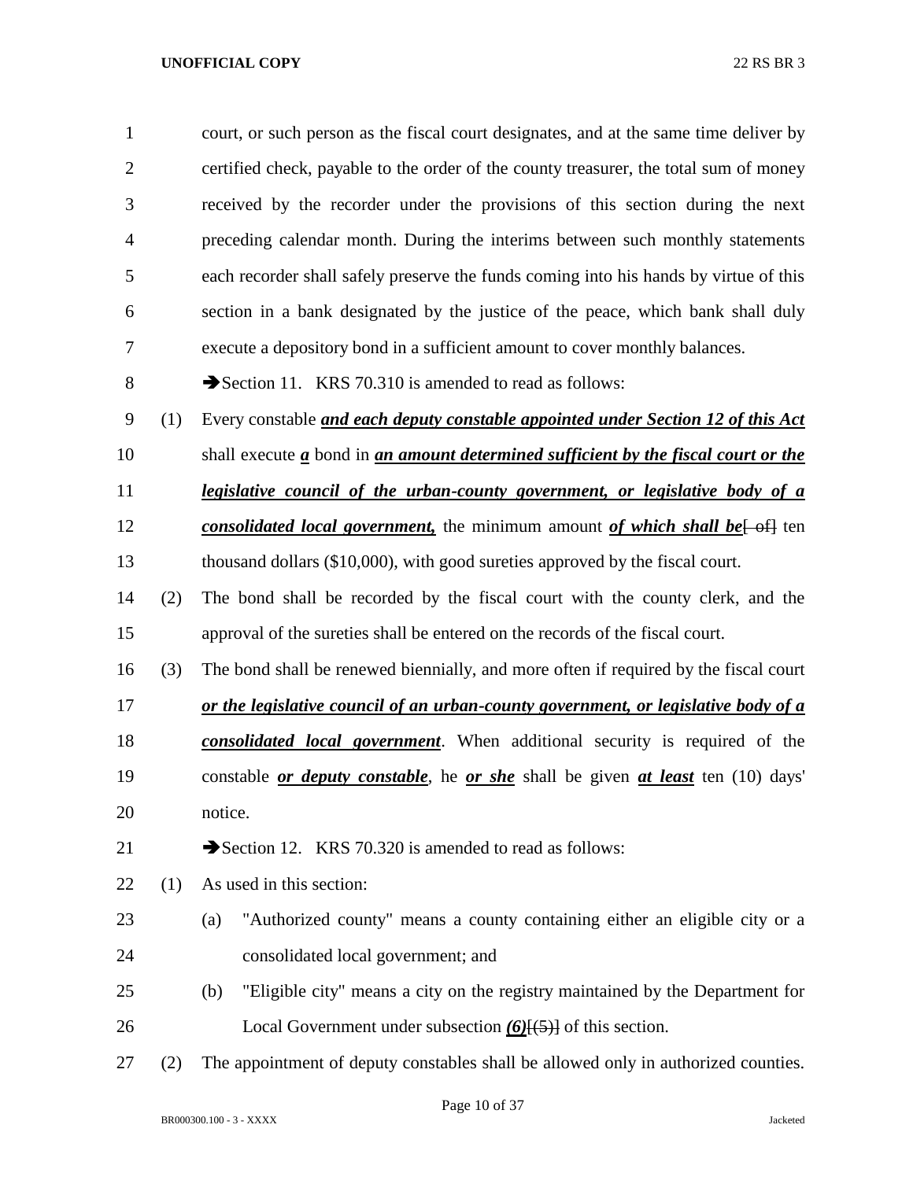court, or such person as the fiscal court designates, and at the same time deliver by certified check, payable to the order of the county treasurer, the total sum of money received by the recorder under the provisions of this section during the next preceding calendar month. During the interims between such monthly statements each recorder shall safely preserve the funds coming into his hands by virtue of this section in a bank designated by the justice of the peace, which bank shall duly execute a depository bond in a sufficient amount to cover monthly balances.

➔Section 11. KRS 70.310 is amended to read as follows:

(1) Every constable ***and each deputy constable appointed under Section 12 of this Act*** shall execute ***a*** bond in ***an amount determined sufficient by the fiscal court or the legislative council of the urban-county government, or legislative body of a consolidated local government,*** the minimum amount ***of which shall be***[ of] ten thousand dollars ($10,000), with good sureties approved by the fiscal court.

(2) The bond shall be recorded by the fiscal court with the county clerk, and the approval of the sureties shall be entered on the records of the fiscal court.

(3) The bond shall be renewed biennially, and more often if required by the fiscal court ***or the legislative council of an urban-county government, or legislative body of a consolidated local government***. When additional security is required of the constable ***or deputy constable***, he ***or she*** shall be given ***at least*** ten (10) days' notice.

➔Section 12. KRS 70.320 is amended to read as follows:

(1) As used in this section:

(a) "Authorized county" means a county containing either an eligible city or a consolidated local government; and

(b) "Eligible city" means a city on the registry maintained by the Department for Local Government under subsection ***(6)***[(5)] of this section.

(2) The appointment of deputy constables shall be allowed only in authorized counties.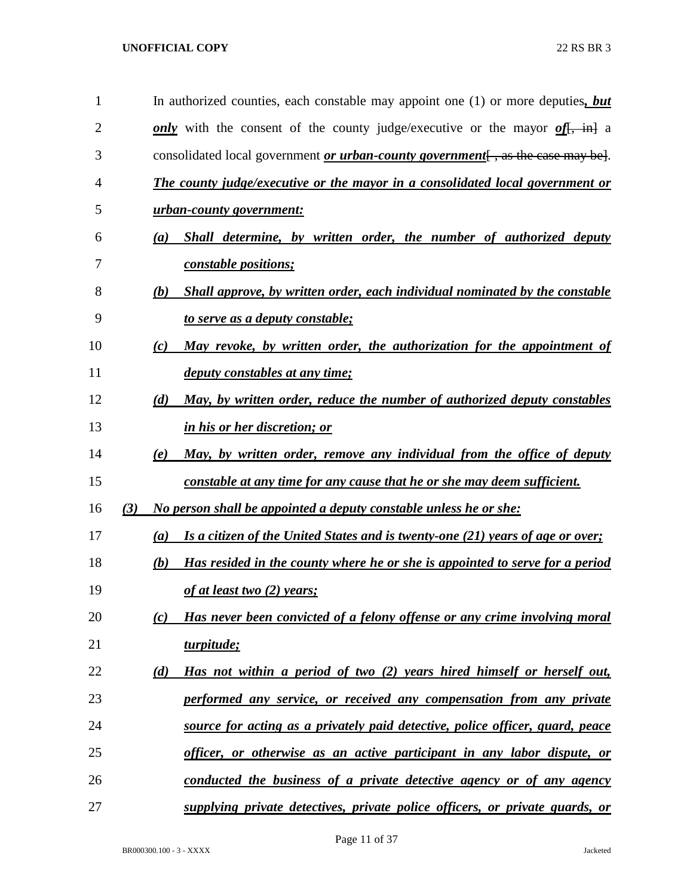In authorized counties, each constable may appoint one (1) or more deputies***, but only*** with the consent of the county judge/executive or the mayor ***of***[, in] a consolidated local government ***or urban-county government***[ , as the case may be]. ***The county judge/executive or the mayor in a consolidated local government or urban-county government:***

***(a) Shall determine, by written order, the number of authorized deputy constable positions;***

***(b) Shall approve, by written order, each individual nominated by the constable to serve as a deputy constable;***

***(c) May revoke, by written order, the authorization for the appointment of deputy constables at any time;***

***(d) May, by written order, reduce the number of authorized deputy constables in his or her discretion; or***

***(e) May, by written order, remove any individual from the office of deputy constable at any time for any cause that he or she may deem sufficient.***

***(3) No person shall be appointed a deputy constable unless he or she:***

***(a) Is a citizen of the United States and is twenty-one (21) years of age or over;***

***(b) Has resided in the county where he or she is appointed to serve for a period of at least two (2) years;***

***(c) Has never been convicted of a felony offense or any crime involving moral turpitude;***

***(d) Has not within a period of two (2) years hired himself or herself out, performed any service, or received any compensation from any private source for acting as a privately paid detective, police officer, guard, peace officer, or otherwise as an active participant in any labor dispute, or conducted the business of a private detective agency or of any agency supplying private detectives, private police officers, or private guards, or***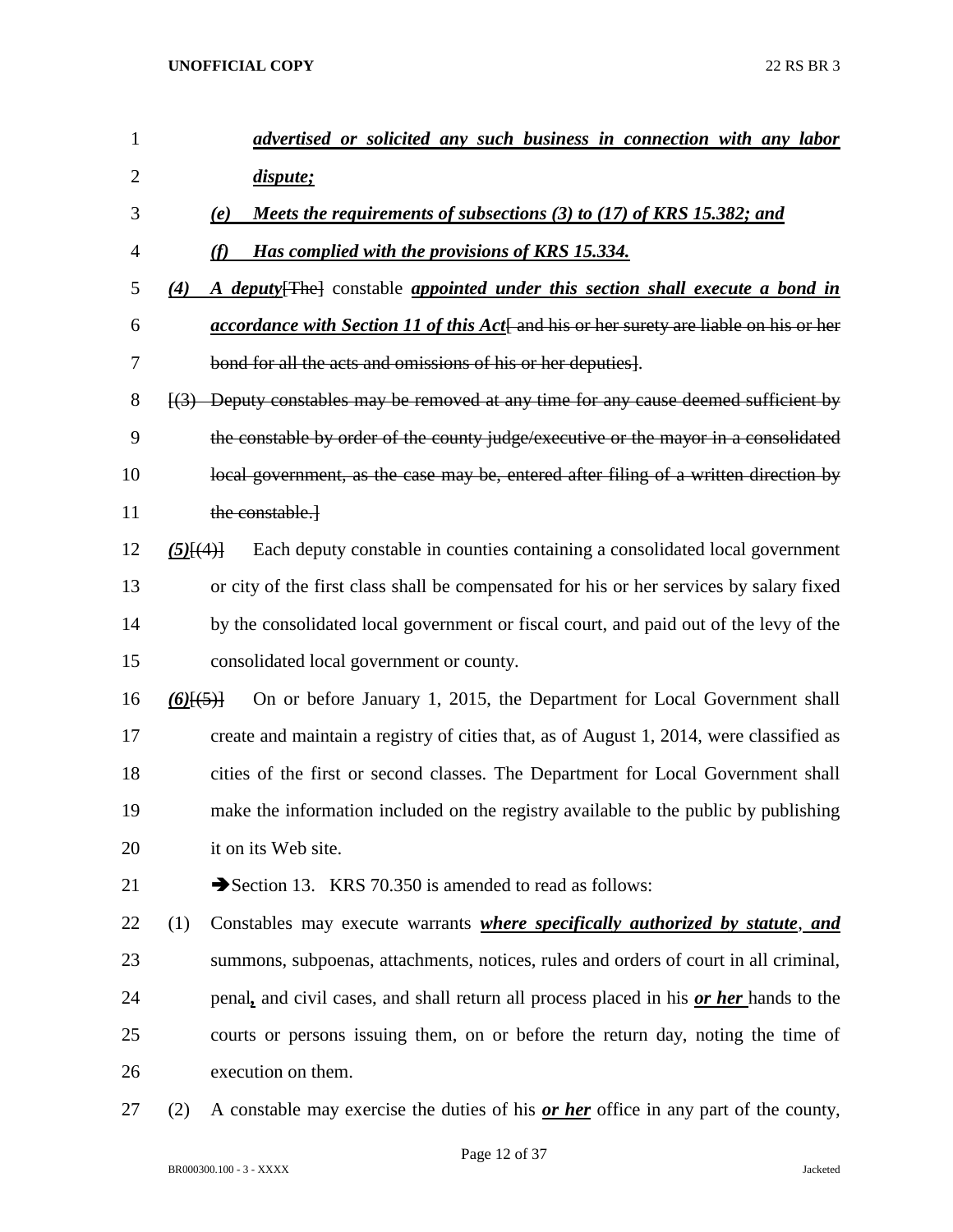***advertised or solicited any such business in connection with any labor dispute;***

***(e) Meets the requirements of subsections (3) to (17) of KRS 15.382; and***

***(f) Has complied with the provisions of KRS 15.334.***

***(4)*** ***A deputy***~~[The]~~ constable ***appointed under this section shall execute a bond in accordance with Section 11 of this Act***~~[ and his or her surety are liable on his or her bond for all the acts and omissions of his or her deputies]~~.

~~[(3) Deputy constables may be removed at any time for any cause deemed sufficient by the constable by order of the county judge/executive or the mayor in a consolidated local government, as the case may be, entered after filing of a written direction by the constable.]~~

***(5)***~~[(4)]~~ Each deputy constable in counties containing a consolidated local government or city of the first class shall be compensated for his or her services by salary fixed by the consolidated local government or fiscal court, and paid out of the levy of the consolidated local government or county.

***(6)***~~[(5)]~~ On or before January 1, 2015, the Department for Local Government shall create and maintain a registry of cities that, as of August 1, 2014, were classified as cities of the first or second classes. The Department for Local Government shall make the information included on the registry available to the public by publishing it on its Web site.

➔Section 13. KRS 70.350 is amended to read as follows:

(1) Constables may execute warrants ***where specifically authorized by statute***, ***and*** summons, subpoenas, attachments, notices, rules and orders of court in all criminal, penal***,*** and civil cases, and shall return all process placed in his ***or her*** hands to the courts or persons issuing them, on or before the return day, noting the time of execution on them.

(2) A constable may exercise the duties of his ***or her*** office in any part of the county,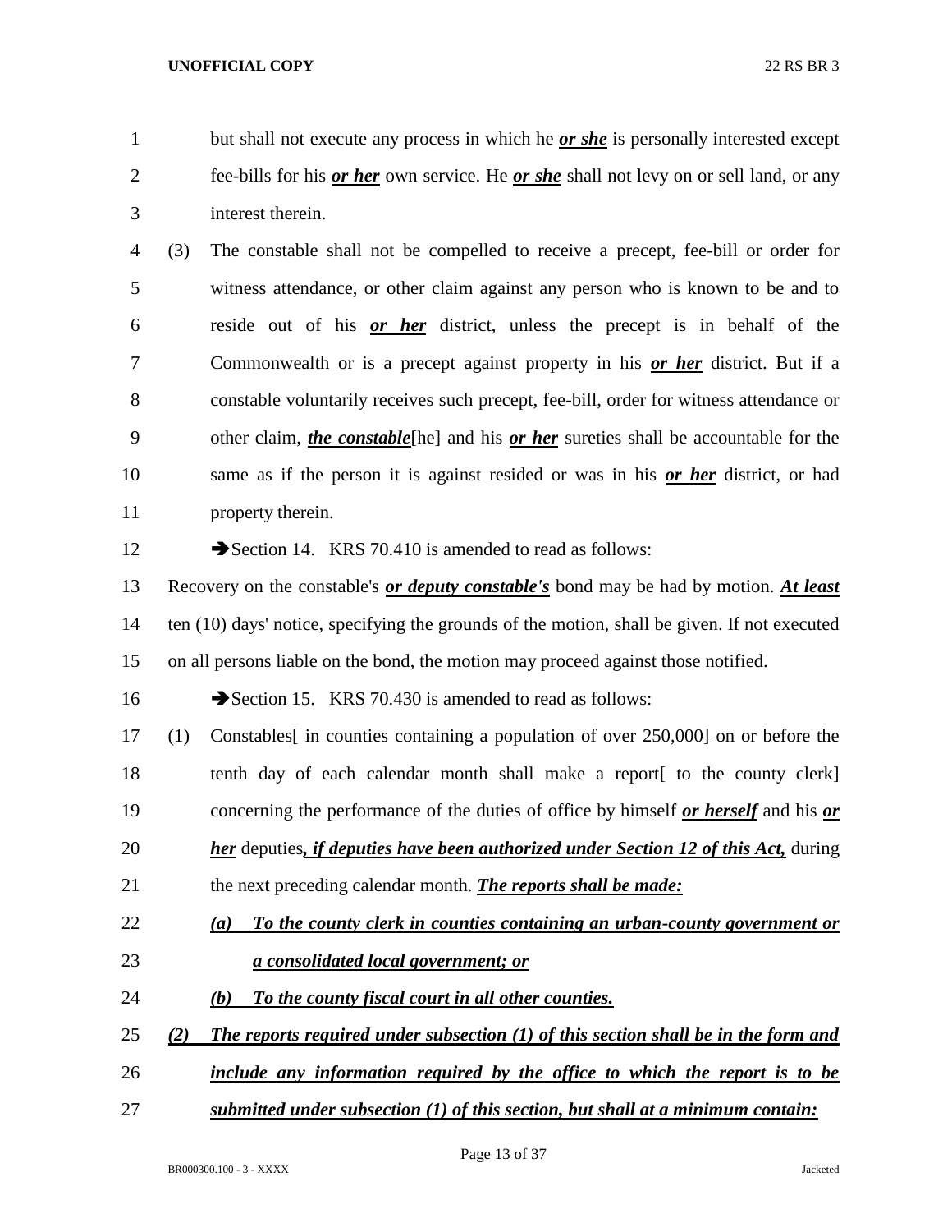but shall not execute any process in which he ***or she*** is personally interested except fee-bills for his ***or her*** own service. He ***or she*** shall not levy on or sell land, or any interest therein.

(3) The constable shall not be compelled to receive a precept, fee-bill or order for witness attendance, or other claim against any person who is known to be and to reside out of his ***or her*** district, unless the precept is in behalf of the Commonwealth or is a precept against property in his ***or her*** district. But if a constable voluntarily receives such precept, fee-bill, order for witness attendance or other claim, ***the constable***~~[he]~~ and his ***or her*** sureties shall be accountable for the same as if the person it is against resided or was in his ***or her*** district, or had property therein.

➔Section 14. KRS 70.410 is amended to read as follows:

Recovery on the constable's ***or deputy constable's*** bond may be had by motion. ***At least*** ten (10) days' notice, specifying the grounds of the motion, shall be given. If not executed on all persons liable on the bond, the motion may proceed against those notified.

➔Section 15. KRS 70.430 is amended to read as follows:

(1) Constables~~[ in counties containing a population of over 250,000]~~ on or before the tenth day of each calendar month shall make a report~~[ to the county clerk]~~ concerning the performance of the duties of office by himself ***or herself*** and his ***or her*** deputies***, if deputies have been authorized under Section 12 of this Act,*** during the next preceding calendar month. ***The reports shall be made:***

***(a) To the county clerk in counties containing an urban-county government or a consolidated local government; or***

***(b) To the county fiscal court in all other counties.***

***(2) The reports required under subsection (1) of this section shall be in the form and include any information required by the office to which the report is to be submitted under subsection (1) of this section, but shall at a minimum contain:***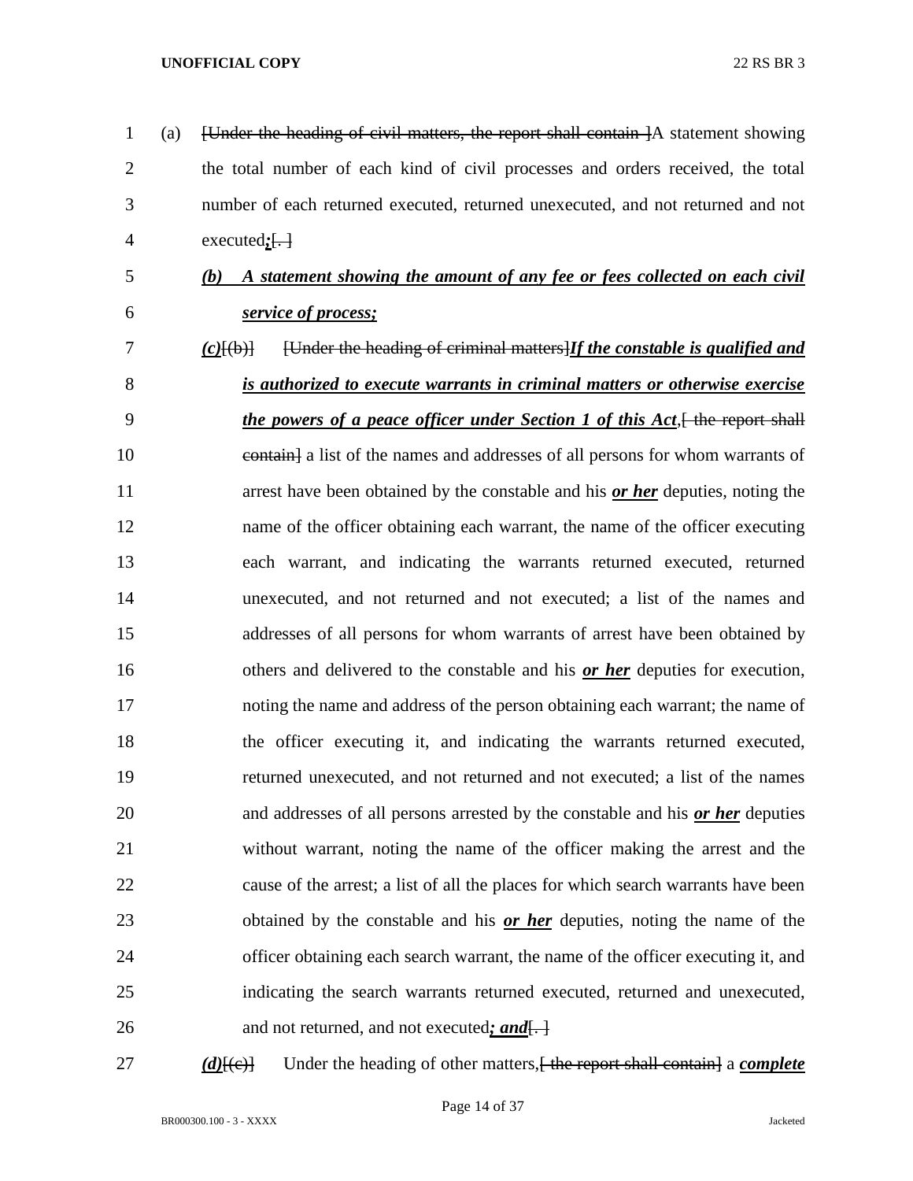(a) [Under the heading of civil matters, the report shall contain ]A statement showing the total number of each kind of civil processes and orders received, the total number of each returned executed, returned unexecuted, and not returned and not executed***;***[. ]

***(b) A statement showing the amount of any fee or fees collected on each civil service of process;***

***(c)***[(b)] [Under the heading of criminal matters]***If the constable is qualified and is authorized to execute warrants in criminal matters or otherwise exercise the powers of a peace officer under Section 1 of this Act***,[ the report shall contain] a list of the names and addresses of all persons for whom warrants of arrest have been obtained by the constable and his ***or her*** deputies, noting the name of the officer obtaining each warrant, the name of the officer executing each warrant, and indicating the warrants returned executed, returned unexecuted, and not returned and not executed; a list of the names and addresses of all persons for whom warrants of arrest have been obtained by others and delivered to the constable and his ***or her*** deputies for execution, noting the name and address of the person obtaining each warrant; the name of the officer executing it, and indicating the warrants returned executed, returned unexecuted, and not returned and not executed; a list of the names and addresses of all persons arrested by the constable and his ***or her*** deputies without warrant, noting the name of the officer making the arrest and the cause of the arrest; a list of all the places for which search warrants have been obtained by the constable and his ***or her*** deputies, noting the name of the officer obtaining each search warrant, the name of the officer executing it, and indicating the search warrants returned executed, returned and unexecuted, and not returned, and not executed***; and***[. ]

***(d)***[(c)] Under the heading of other matters,[ the report shall contain] a ***complete***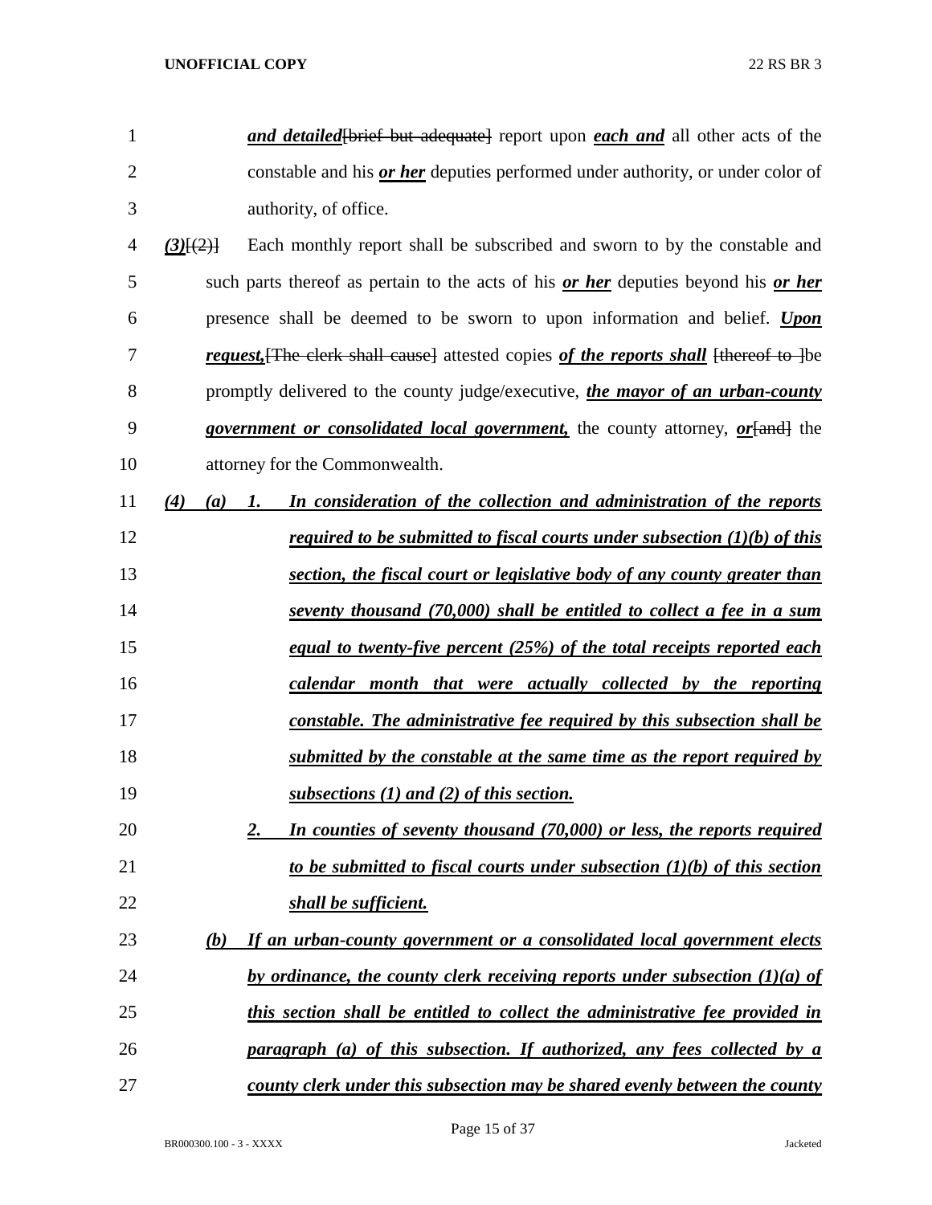***and detailed***~~[brief but adequate]~~ report upon ***each and*** all other acts of the constable and his ***or her*** deputies performed under authority, or under color of authority, of office.

***(3)***~~[(2)]~~ Each monthly report shall be subscribed and sworn to by the constable and such parts thereof as pertain to the acts of his ***or her*** deputies beyond his ***or her*** presence shall be deemed to be sworn to upon information and belief. ***Upon request,***~~[The clerk shall cause]~~ attested copies ***of the reports shall*** ~~[thereof to ]~~be promptly delivered to the county judge/executive, ***the mayor of an urban-county government or consolidated local government,*** the county attorney, ***or***~~[and]~~ the attorney for the Commonwealth.

***(4) (a) 1. In consideration of the collection and administration of the reports required to be submitted to fiscal courts under subsection (1)(b) of this section, the fiscal court or legislative body of any county greater than seventy thousand (70,000) shall be entitled to collect a fee in a sum equal to twenty-five percent (25%) of the total receipts reported each calendar month that were actually collected by the reporting constable. The administrative fee required by this subsection shall be submitted by the constable at the same time as the report required by subsections (1) and (2) of this section.***

***2. In counties of seventy thousand (70,000) or less, the reports required to be submitted to fiscal courts under subsection (1)(b) of this section shall be sufficient.***

***(b) If an urban-county government or a consolidated local government elects by ordinance, the county clerk receiving reports under subsection (1)(a) of this section shall be entitled to collect the administrative fee provided in paragraph (a) of this subsection. If authorized, any fees collected by a county clerk under this subsection may be shared evenly between the county***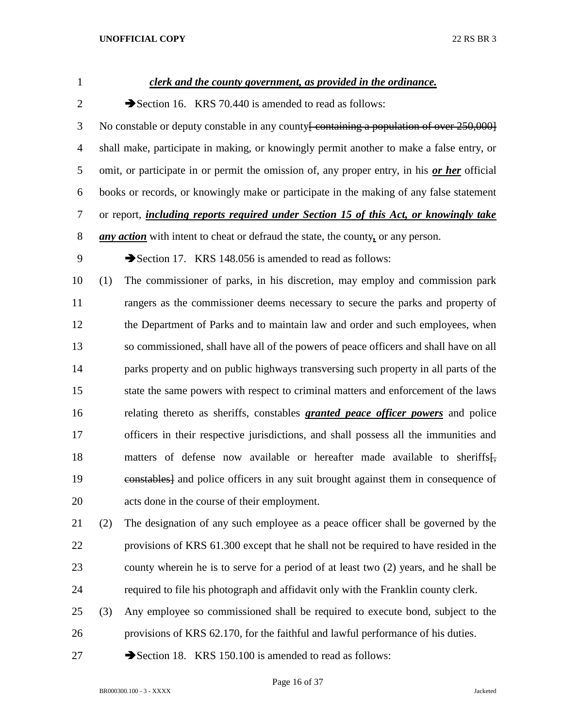***clerk and the county government, as provided in the ordinance.***

➔Section 16. KRS 70.440 is amended to read as follows:

No constable or deputy constable in any county~~[ containing a population of over 250,000]~~ shall make, participate in making, or knowingly permit another to make a false entry, or omit, or participate in or permit the omission of, any proper entry, in his ***or her*** official books or records, or knowingly make or participate in the making of any false statement or report, ***including reports required under Section 15 of this Act, or knowingly take any action*** with intent to cheat or defraud the state, the county***,*** or any person.

➔Section 17. KRS 148.056 is amended to read as follows:

(1) The commissioner of parks, in his discretion, may employ and commission park rangers as the commissioner deems necessary to secure the parks and property of the Department of Parks and to maintain law and order and such employees, when so commissioned, shall have all of the powers of peace officers and shall have on all parks property and on public highways transversing such property in all parts of the state the same powers with respect to criminal matters and enforcement of the laws relating thereto as sheriffs, constables ***granted peace officer powers*** and police officers in their respective jurisdictions, and shall possess all the immunities and matters of defense now available or hereafter made available to sheriffs~~[, constables]~~ and police officers in any suit brought against them in consequence of acts done in the course of their employment.

(2) The designation of any such employee as a peace officer shall be governed by the provisions of KRS 61.300 except that he shall not be required to have resided in the county wherein he is to serve for a period of at least two (2) years, and he shall be required to file his photograph and affidavit only with the Franklin county clerk.

(3) Any employee so commissioned shall be required to execute bond, subject to the provisions of KRS 62.170, for the faithful and lawful performance of his duties.

➔Section 18. KRS 150.100 is amended to read as follows: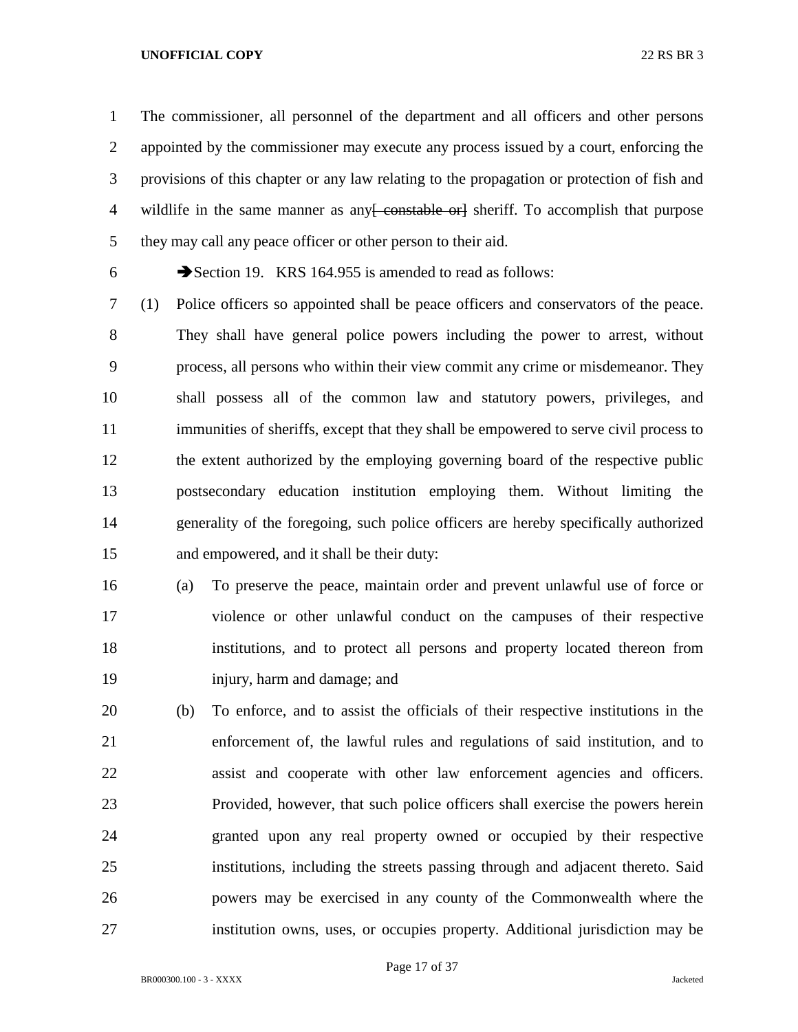The commissioner, all personnel of the department and all officers and other persons appointed by the commissioner may execute any process issued by a court, enforcing the provisions of this chapter or any law relating to the propagation or protection of fish and wildlife in the same manner as any~~[ constable or]~~ sheriff. To accomplish that purpose they may call any peace officer or other person to their aid.

➔Section 19. KRS 164.955 is amended to read as follows:

(1) Police officers so appointed shall be peace officers and conservators of the peace. They shall have general police powers including the power to arrest, without process, all persons who within their view commit any crime or misdemeanor. They shall possess all of the common law and statutory powers, privileges, and immunities of sheriffs, except that they shall be empowered to serve civil process to the extent authorized by the employing governing board of the respective public postsecondary education institution employing them. Without limiting the generality of the foregoing, such police officers are hereby specifically authorized and empowered, and it shall be their duty:

(a) To preserve the peace, maintain order and prevent unlawful use of force or violence or other unlawful conduct on the campuses of their respective institutions, and to protect all persons and property located thereon from injury, harm and damage; and

(b) To enforce, and to assist the officials of their respective institutions in the enforcement of, the lawful rules and regulations of said institution, and to assist and cooperate with other law enforcement agencies and officers. Provided, however, that such police officers shall exercise the powers herein granted upon any real property owned or occupied by their respective institutions, including the streets passing through and adjacent thereto. Said powers may be exercised in any county of the Commonwealth where the institution owns, uses, or occupies property. Additional jurisdiction may be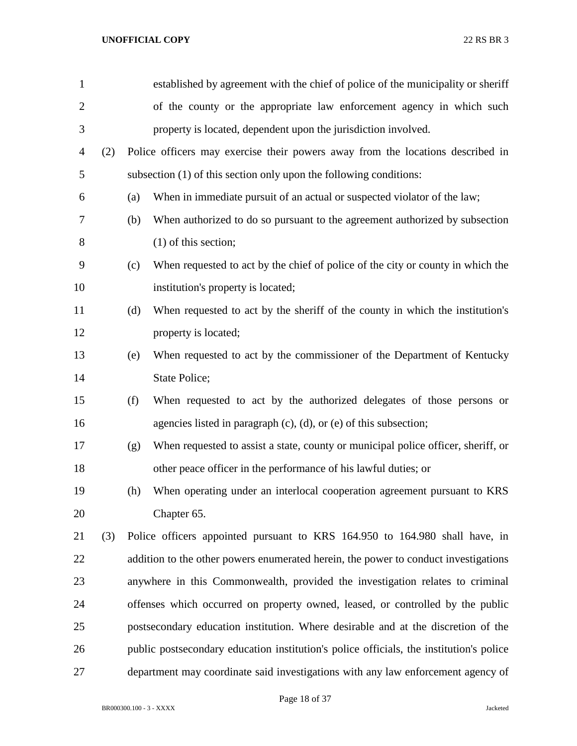established by agreement with the chief of police of the municipality or sheriff of the county or the appropriate law enforcement agency in which such property is located, dependent upon the jurisdiction involved.

(2) Police officers may exercise their powers away from the locations described in subsection (1) of this section only upon the following conditions:

(a) When in immediate pursuit of an actual or suspected violator of the law;

(b) When authorized to do so pursuant to the agreement authorized by subsection (1) of this section;

(c) When requested to act by the chief of police of the city or county in which the institution's property is located;

(d) When requested to act by the sheriff of the county in which the institution's property is located;

(e) When requested to act by the commissioner of the Department of Kentucky State Police;

(f) When requested to act by the authorized delegates of those persons or agencies listed in paragraph (c), (d), or (e) of this subsection;

(g) When requested to assist a state, county or municipal police officer, sheriff, or other peace officer in the performance of his lawful duties; or

(h) When operating under an interlocal cooperation agreement pursuant to KRS Chapter 65.

(3) Police officers appointed pursuant to KRS 164.950 to 164.980 shall have, in addition to the other powers enumerated herein, the power to conduct investigations anywhere in this Commonwealth, provided the investigation relates to criminal offenses which occurred on property owned, leased, or controlled by the public postsecondary education institution. Where desirable and at the discretion of the public postsecondary education institution's police officials, the institution's police department may coordinate said investigations with any law enforcement agency of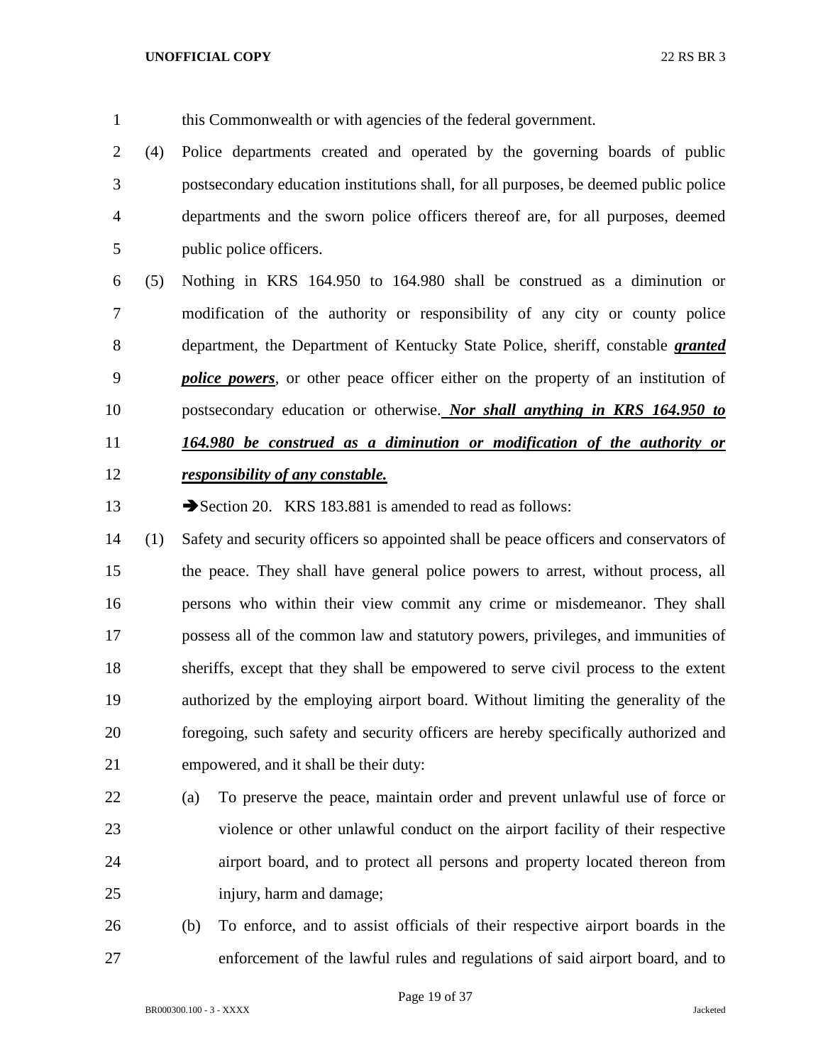this Commonwealth or with agencies of the federal government.

(4) Police departments created and operated by the governing boards of public postsecondary education institutions shall, for all purposes, be deemed public police departments and the sworn police officers thereof are, for all purposes, deemed public police officers.

(5) Nothing in KRS 164.950 to 164.980 shall be construed as a diminution or modification of the authority or responsibility of any city or county police department, the Department of Kentucky State Police, sheriff, constable ***granted police powers***, or other peace officer either on the property of an institution of postsecondary education or otherwise. ***Nor shall anything in KRS 164.950 to 164.980 be construed as a diminution or modification of the authority or responsibility of any constable.***

➔Section 20. KRS 183.881 is amended to read as follows:

(1) Safety and security officers so appointed shall be peace officers and conservators of the peace. They shall have general police powers to arrest, without process, all persons who within their view commit any crime or misdemeanor. They shall possess all of the common law and statutory powers, privileges, and immunities of sheriffs, except that they shall be empowered to serve civil process to the extent authorized by the employing airport board. Without limiting the generality of the foregoing, such safety and security officers are hereby specifically authorized and empowered, and it shall be their duty:

(a) To preserve the peace, maintain order and prevent unlawful use of force or violence or other unlawful conduct on the airport facility of their respective airport board, and to protect all persons and property located thereon from injury, harm and damage;

(b) To enforce, and to assist officials of their respective airport boards in the enforcement of the lawful rules and regulations of said airport board, and to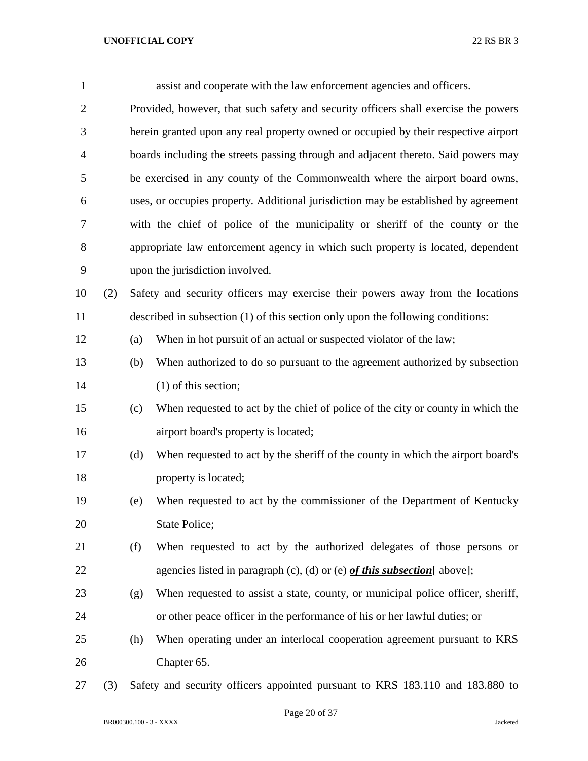assist and cooperate with the law enforcement agencies and officers.

Provided, however, that such safety and security officers shall exercise the powers herein granted upon any real property owned or occupied by their respective airport boards including the streets passing through and adjacent thereto. Said powers may be exercised in any county of the Commonwealth where the airport board owns, uses, or occupies property. Additional jurisdiction may be established by agreement with the chief of police of the municipality or sheriff of the county or the appropriate law enforcement agency in which such property is located, dependent upon the jurisdiction involved.

(2) Safety and security officers may exercise their powers away from the locations described in subsection (1) of this section only upon the following conditions:

(a) When in hot pursuit of an actual or suspected violator of the law;

(b) When authorized to do so pursuant to the agreement authorized by subsection (1) of this section;

(c) When requested to act by the chief of police of the city or county in which the airport board's property is located;

(d) When requested to act by the sheriff of the county in which the airport board's property is located;

(e) When requested to act by the commissioner of the Department of Kentucky State Police;

(f) When requested to act by the authorized delegates of those persons or agencies listed in paragraph (c), (d) or (e) ***of this subsection***[ above];

(g) When requested to assist a state, county, or municipal police officer, sheriff, or other peace officer in the performance of his or her lawful duties; or

(h) When operating under an interlocal cooperation agreement pursuant to KRS Chapter 65.

(3) Safety and security officers appointed pursuant to KRS 183.110 and 183.880 to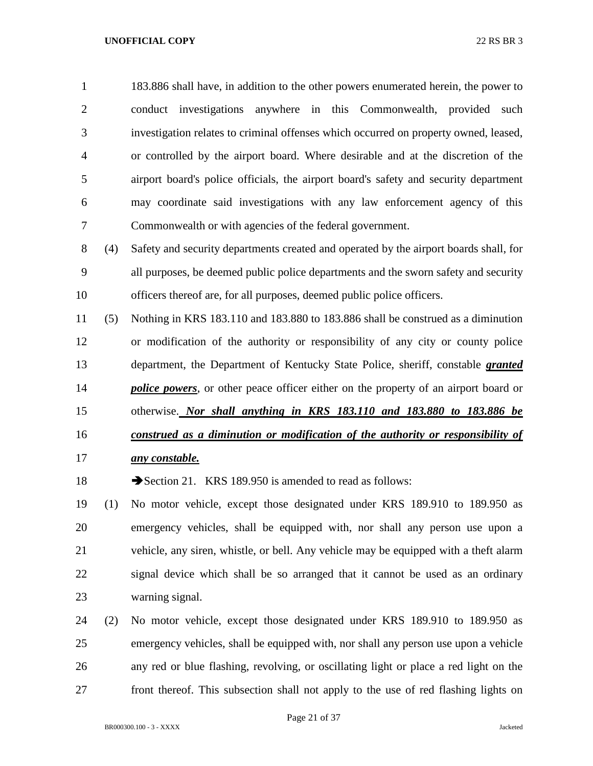183.886 shall have, in addition to the other powers enumerated herein, the power to conduct investigations anywhere in this Commonwealth, provided such investigation relates to criminal offenses which occurred on property owned, leased, or controlled by the airport board. Where desirable and at the discretion of the airport board's police officials, the airport board's safety and security department may coordinate said investigations with any law enforcement agency of this Commonwealth or with agencies of the federal government.

(4) Safety and security departments created and operated by the airport boards shall, for all purposes, be deemed public police departments and the sworn safety and security officers thereof are, for all purposes, deemed public police officers.

(5) Nothing in KRS 183.110 and 183.880 to 183.886 shall be construed as a diminution or modification of the authority or responsibility of any city or county police department, the Department of Kentucky State Police, sheriff, constable ***granted police powers***, or other peace officer either on the property of an airport board or otherwise. ***Nor shall anything in KRS 183.110 and 183.880 to 183.886 be construed as a diminution or modification of the authority or responsibility of any constable.***

➔Section 21. KRS 189.950 is amended to read as follows:

(1) No motor vehicle, except those designated under KRS 189.910 to 189.950 as emergency vehicles, shall be equipped with, nor shall any person use upon a vehicle, any siren, whistle, or bell. Any vehicle may be equipped with a theft alarm signal device which shall be so arranged that it cannot be used as an ordinary warning signal.

(2) No motor vehicle, except those designated under KRS 189.910 to 189.950 as emergency vehicles, shall be equipped with, nor shall any person use upon a vehicle any red or blue flashing, revolving, or oscillating light or place a red light on the front thereof. This subsection shall not apply to the use of red flashing lights on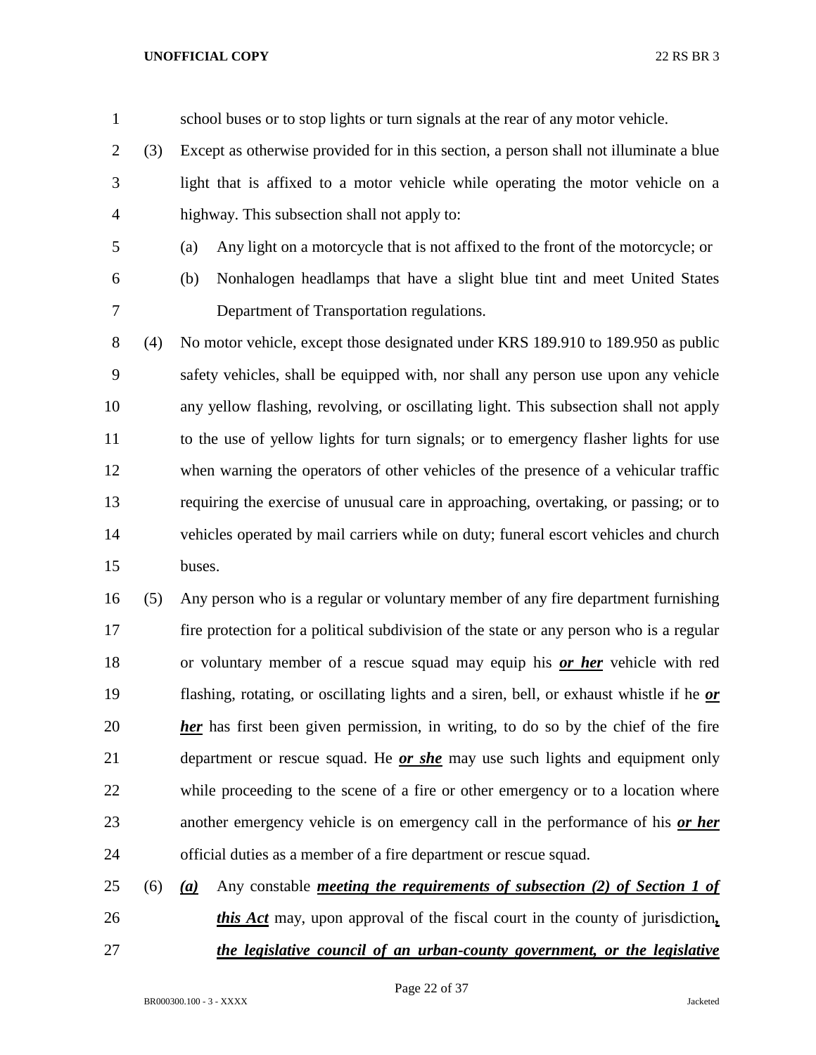school buses or to stop lights or turn signals at the rear of any motor vehicle.

(3) Except as otherwise provided for in this section, a person shall not illuminate a blue light that is affixed to a motor vehicle while operating the motor vehicle on a highway. This subsection shall not apply to:

(a) Any light on a motorcycle that is not affixed to the front of the motorcycle; or

(b) Nonhalogen headlamps that have a slight blue tint and meet United States Department of Transportation regulations.

(4) No motor vehicle, except those designated under KRS 189.910 to 189.950 as public safety vehicles, shall be equipped with, nor shall any person use upon any vehicle any yellow flashing, revolving, or oscillating light. This subsection shall not apply to the use of yellow lights for turn signals; or to emergency flasher lights for use when warning the operators of other vehicles of the presence of a vehicular traffic requiring the exercise of unusual care in approaching, overtaking, or passing; or to vehicles operated by mail carriers while on duty; funeral escort vehicles and church buses.

(5) Any person who is a regular or voluntary member of any fire department furnishing fire protection for a political subdivision of the state or any person who is a regular or voluntary member of a rescue squad may equip his ***or her*** vehicle with red flashing, rotating, or oscillating lights and a siren, bell, or exhaust whistle if he ***or her*** has first been given permission, in writing, to do so by the chief of the fire department or rescue squad. He ***or she*** may use such lights and equipment only while proceeding to the scene of a fire or other emergency or to a location where another emergency vehicle is on emergency call in the performance of his ***or her*** official duties as a member of a fire department or rescue squad.

(6) ***(a)*** Any constable ***meeting the requirements of subsection (2) of Section 1 of this Act*** may, upon approval of the fiscal court in the county of jurisdiction***, the legislative council of an urban-county government, or the legislative***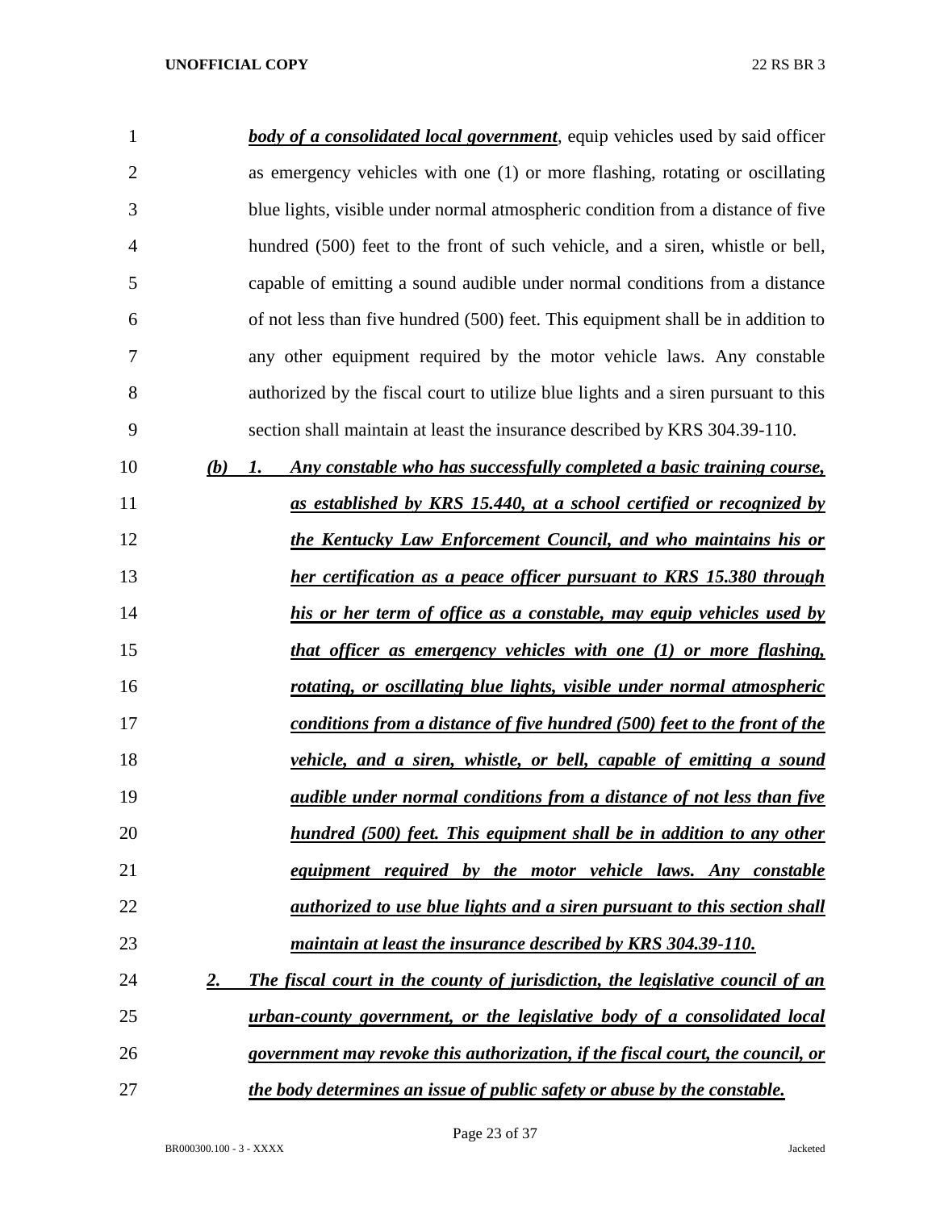***body of a consolidated local government***, equip vehicles used by said officer as emergency vehicles with one (1) or more flashing, rotating or oscillating blue lights, visible under normal atmospheric condition from a distance of five hundred (500) feet to the front of such vehicle, and a siren, whistle or bell, capable of emitting a sound audible under normal conditions from a distance of not less than five hundred (500) feet. This equipment shall be in addition to any other equipment required by the motor vehicle laws. Any constable authorized by the fiscal court to utilize blue lights and a siren pursuant to this section shall maintain at least the insurance described by KRS 304.39-110.

***(b) 1. Any constable who has successfully completed a basic training course, as established by KRS 15.440, at a school certified or recognized by the Kentucky Law Enforcement Council, and who maintains his or her certification as a peace officer pursuant to KRS 15.380 through his or her term of office as a constable, may equip vehicles used by that officer as emergency vehicles with one (1) or more flashing, rotating, or oscillating blue lights, visible under normal atmospheric conditions from a distance of five hundred (500) feet to the front of the vehicle, and a siren, whistle, or bell, capable of emitting a sound audible under normal conditions from a distance of not less than five hundred (500) feet. This equipment shall be in addition to any other equipment required by the motor vehicle laws. Any constable authorized to use blue lights and a siren pursuant to this section shall maintain at least the insurance described by KRS 304.39-110.***

***2. The fiscal court in the county of jurisdiction, the legislative council of an urban-county government, or the legislative body of a consolidated local government may revoke this authorization, if the fiscal court, the council, or the body determines an issue of public safety or abuse by the constable.***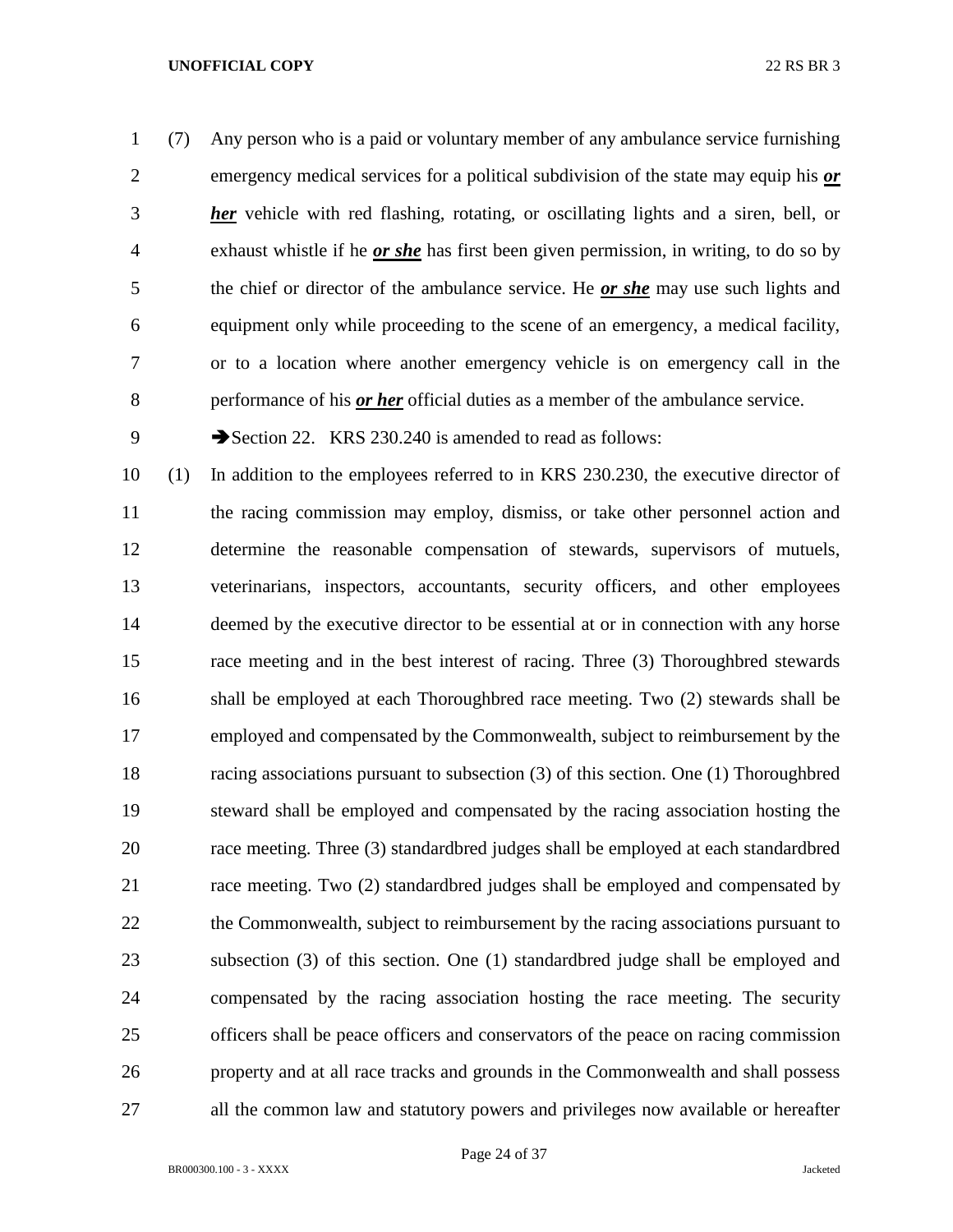(7) Any person who is a paid or voluntary member of any ambulance service furnishing emergency medical services for a political subdivision of the state may equip his ***or her*** vehicle with red flashing, rotating, or oscillating lights and a siren, bell, or exhaust whistle if he ***or she*** has first been given permission, in writing, to do so by the chief or director of the ambulance service. He ***or she*** may use such lights and equipment only while proceeding to the scene of an emergency, a medical facility, or to a location where another emergency vehicle is on emergency call in the performance of his ***or her*** official duties as a member of the ambulance service.

➔Section 22. KRS 230.240 is amended to read as follows:

(1) In addition to the employees referred to in KRS 230.230, the executive director of the racing commission may employ, dismiss, or take other personnel action and determine the reasonable compensation of stewards, supervisors of mutuels, veterinarians, inspectors, accountants, security officers, and other employees deemed by the executive director to be essential at or in connection with any horse race meeting and in the best interest of racing. Three (3) Thoroughbred stewards shall be employed at each Thoroughbred race meeting. Two (2) stewards shall be employed and compensated by the Commonwealth, subject to reimbursement by the racing associations pursuant to subsection (3) of this section. One (1) Thoroughbred steward shall be employed and compensated by the racing association hosting the race meeting. Three (3) standardbred judges shall be employed at each standardbred race meeting. Two (2) standardbred judges shall be employed and compensated by the Commonwealth, subject to reimbursement by the racing associations pursuant to subsection (3) of this section. One (1) standardbred judge shall be employed and compensated by the racing association hosting the race meeting. The security officers shall be peace officers and conservators of the peace on racing commission property and at all race tracks and grounds in the Commonwealth and shall possess all the common law and statutory powers and privileges now available or hereafter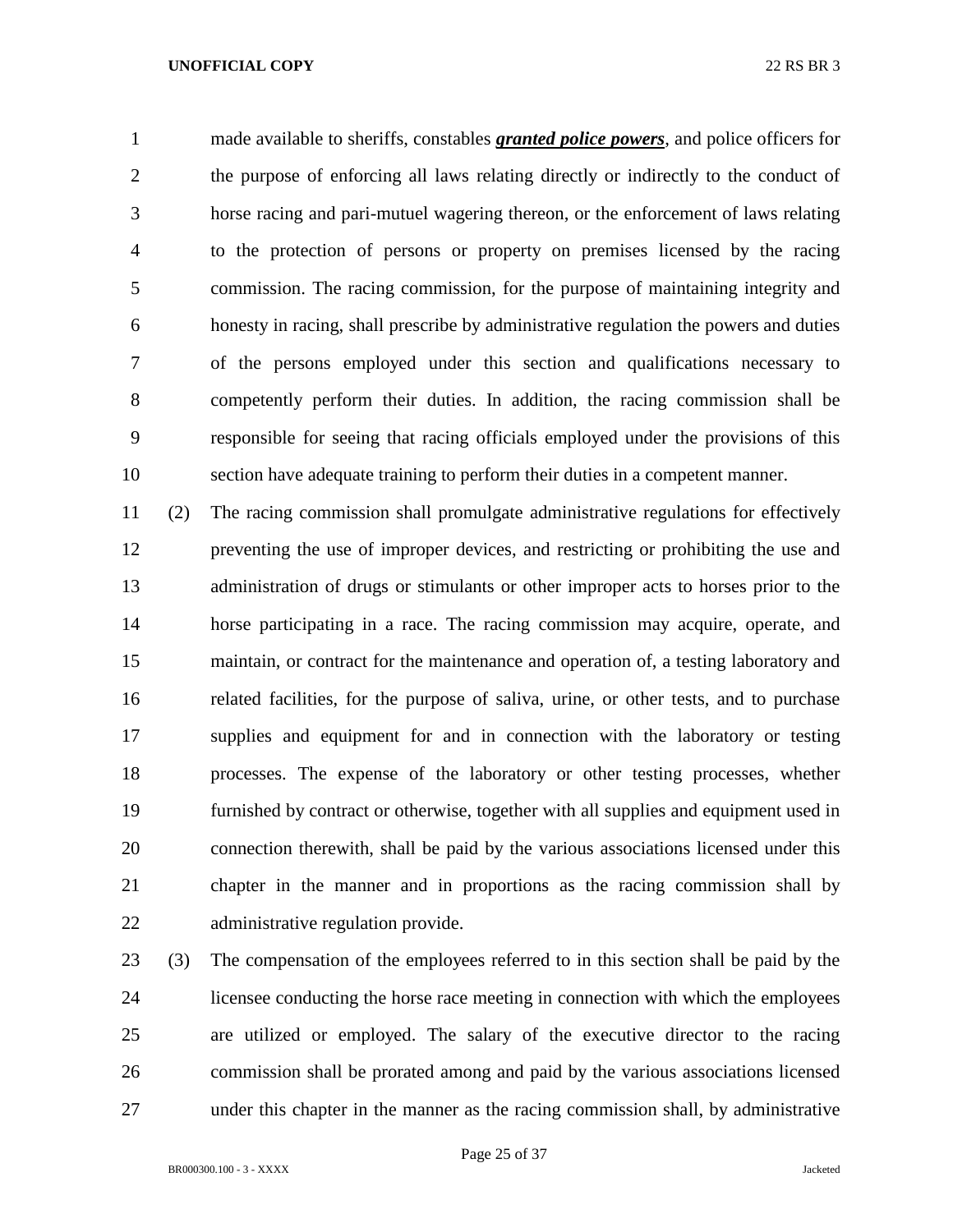made available to sheriffs, constables ***granted police powers***, and police officers for the purpose of enforcing all laws relating directly or indirectly to the conduct of horse racing and pari-mutuel wagering thereon, or the enforcement of laws relating to the protection of persons or property on premises licensed by the racing commission. The racing commission, for the purpose of maintaining integrity and honesty in racing, shall prescribe by administrative regulation the powers and duties of the persons employed under this section and qualifications necessary to competently perform their duties. In addition, the racing commission shall be responsible for seeing that racing officials employed under the provisions of this section have adequate training to perform their duties in a competent manner.

(2) The racing commission shall promulgate administrative regulations for effectively preventing the use of improper devices, and restricting or prohibiting the use and administration of drugs or stimulants or other improper acts to horses prior to the horse participating in a race. The racing commission may acquire, operate, and maintain, or contract for the maintenance and operation of, a testing laboratory and related facilities, for the purpose of saliva, urine, or other tests, and to purchase supplies and equipment for and in connection with the laboratory or testing processes. The expense of the laboratory or other testing processes, whether furnished by contract or otherwise, together with all supplies and equipment used in connection therewith, shall be paid by the various associations licensed under this chapter in the manner and in proportions as the racing commission shall by administrative regulation provide.

(3) The compensation of the employees referred to in this section shall be paid by the licensee conducting the horse race meeting in connection with which the employees are utilized or employed. The salary of the executive director to the racing commission shall be prorated among and paid by the various associations licensed under this chapter in the manner as the racing commission shall, by administrative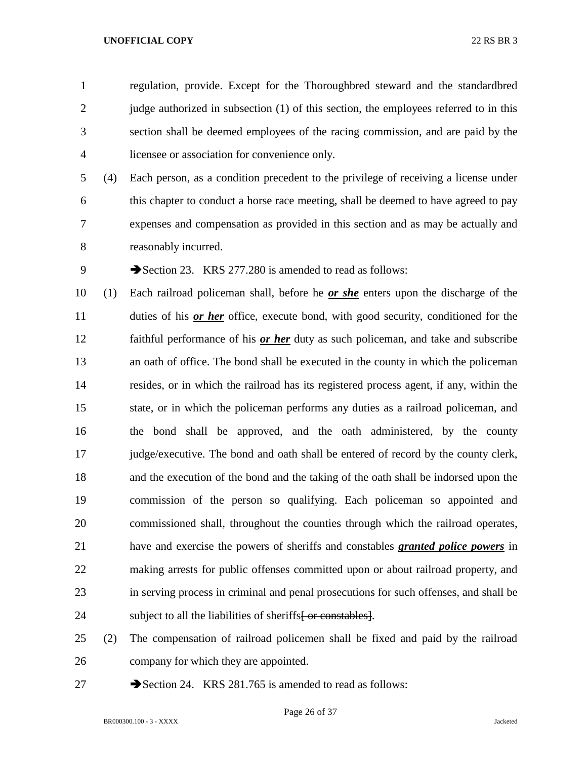regulation, provide. Except for the Thoroughbred steward and the standardbred judge authorized in subsection (1) of this section, the employees referred to in this section shall be deemed employees of the racing commission, and are paid by the licensee or association for convenience only.

(4) Each person, as a condition precedent to the privilege of receiving a license under this chapter to conduct a horse race meeting, shall be deemed to have agreed to pay expenses and compensation as provided in this section and as may be actually and reasonably incurred.

➔Section 23. KRS 277.280 is amended to read as follows:

(1) Each railroad policeman shall, before he ***or she*** enters upon the discharge of the duties of his ***or her*** office, execute bond, with good security, conditioned for the faithful performance of his ***or her*** duty as such policeman, and take and subscribe an oath of office. The bond shall be executed in the county in which the policeman resides, or in which the railroad has its registered process agent, if any, within the state, or in which the policeman performs any duties as a railroad policeman, and the bond shall be approved, and the oath administered, by the county judge/executive. The bond and oath shall be entered of record by the county clerk, and the execution of the bond and the taking of the oath shall be indorsed upon the commission of the person so qualifying. Each policeman so appointed and commissioned shall, throughout the counties through which the railroad operates, have and exercise the powers of sheriffs and constables ***granted police powers*** in making arrests for public offenses committed upon or about railroad property, and in serving process in criminal and penal prosecutions for such offenses, and shall be subject to all the liabilities of sheriffs[ or constables].

(2) The compensation of railroad policemen shall be fixed and paid by the railroad company for which they are appointed.

➔Section 24. KRS 281.765 is amended to read as follows: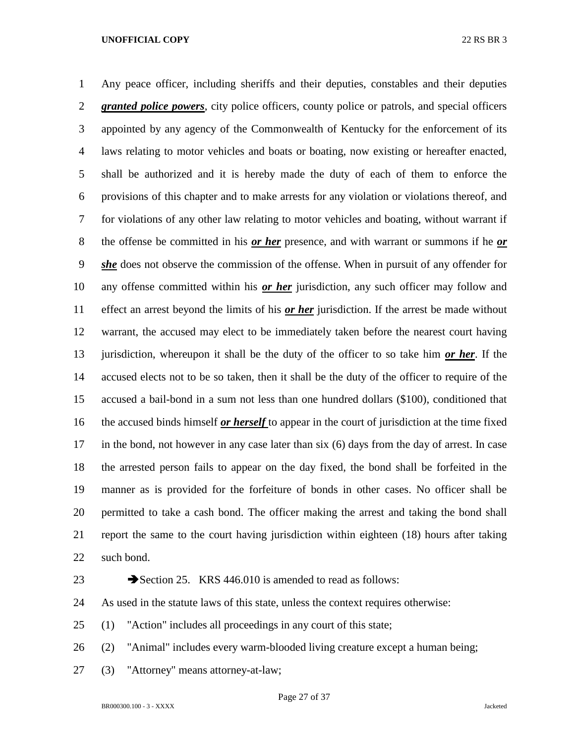Any peace officer, including sheriffs and their deputies, constables and their deputies ***granted police powers***, city police officers, county police or patrols, and special officers appointed by any agency of the Commonwealth of Kentucky for the enforcement of its laws relating to motor vehicles and boats or boating, now existing or hereafter enacted, shall be authorized and it is hereby made the duty of each of them to enforce the provisions of this chapter and to make arrests for any violation or violations thereof, and for violations of any other law relating to motor vehicles and boating, without warrant if the offense be committed in his ***or her*** presence, and with warrant or summons if he ***or she*** does not observe the commission of the offense. When in pursuit of any offender for any offense committed within his ***or her*** jurisdiction, any such officer may follow and effect an arrest beyond the limits of his ***or her*** jurisdiction. If the arrest be made without warrant, the accused may elect to be immediately taken before the nearest court having jurisdiction, whereupon it shall be the duty of the officer to so take him ***or her***. If the accused elects not to be so taken, then it shall be the duty of the officer to require of the accused a bail-bond in a sum not less than one hundred dollars ($100), conditioned that the accused binds himself ***or herself*** to appear in the court of jurisdiction at the time fixed in the bond, not however in any case later than six (6) days from the day of arrest. In case the arrested person fails to appear on the day fixed, the bond shall be forfeited in the manner as is provided for the forfeiture of bonds in other cases. No officer shall be permitted to take a cash bond. The officer making the arrest and taking the bond shall report the same to the court having jurisdiction within eighteen (18) hours after taking such bond.

➔Section 25. KRS 446.010 is amended to read as follows:

As used in the statute laws of this state, unless the context requires otherwise:

(1) "Action" includes all proceedings in any court of this state;

(2) "Animal" includes every warm-blooded living creature except a human being;

(3) "Attorney" means attorney-at-law;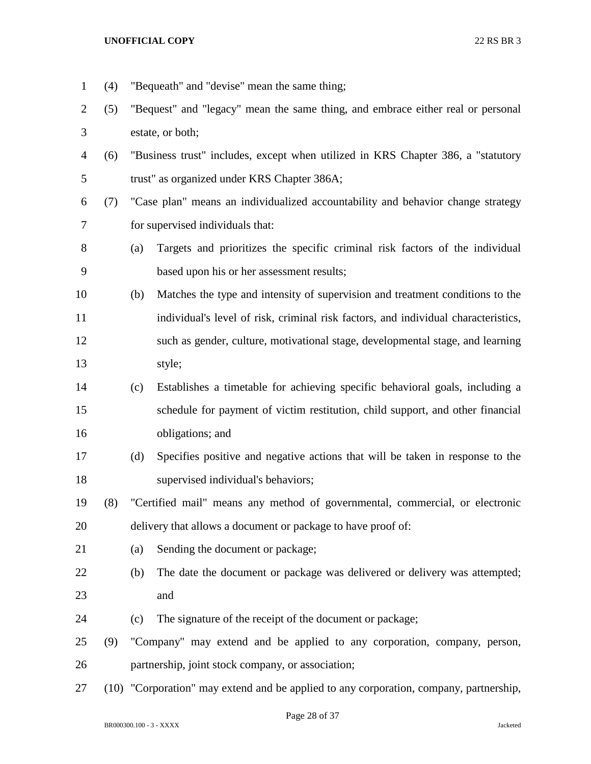(4) "Bequeath" and "devise" mean the same thing;

(5) "Bequest" and "legacy" mean the same thing, and embrace either real or personal estate, or both;

(6) "Business trust" includes, except when utilized in KRS Chapter 386, a "statutory trust" as organized under KRS Chapter 386A;

(7) "Case plan" means an individualized accountability and behavior change strategy for supervised individuals that:

   (a) Targets and prioritizes the specific criminal risk factors of the individual based upon his or her assessment results;

   (b) Matches the type and intensity of supervision and treatment conditions to the individual's level of risk, criminal risk factors, and individual characteristics, such as gender, culture, motivational stage, developmental stage, and learning style;

   (c) Establishes a timetable for achieving specific behavioral goals, including a schedule for payment of victim restitution, child support, and other financial obligations; and

   (d) Specifies positive and negative actions that will be taken in response to the supervised individual's behaviors;

(8) "Certified mail" means any method of governmental, commercial, or electronic delivery that allows a document or package to have proof of:

   (a) Sending the document or package;

   (b) The date the document or package was delivered or delivery was attempted; and

   (c) The signature of the receipt of the document or package;

(9) "Company" may extend and be applied to any corporation, company, person, partnership, joint stock company, or association;

(10) "Corporation" may extend and be applied to any corporation, company, partnership,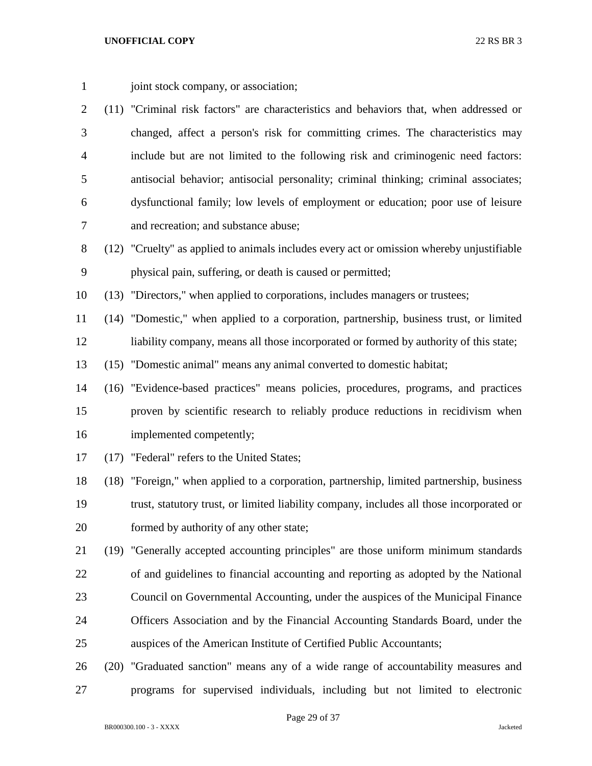joint stock company, or association;

(11) "Criminal risk factors" are characteristics and behaviors that, when addressed or changed, affect a person's risk for committing crimes. The characteristics may include but are not limited to the following risk and criminogenic need factors: antisocial behavior; antisocial personality; criminal thinking; criminal associates; dysfunctional family; low levels of employment or education; poor use of leisure and recreation; and substance abuse;

(12) "Cruelty" as applied to animals includes every act or omission whereby unjustifiable physical pain, suffering, or death is caused or permitted;

(13) "Directors," when applied to corporations, includes managers or trustees;

(14) "Domestic," when applied to a corporation, partnership, business trust, or limited liability company, means all those incorporated or formed by authority of this state;

(15) "Domestic animal" means any animal converted to domestic habitat;

(16) "Evidence-based practices" means policies, procedures, programs, and practices proven by scientific research to reliably produce reductions in recidivism when implemented competently;

(17) "Federal" refers to the United States;

(18) "Foreign," when applied to a corporation, partnership, limited partnership, business trust, statutory trust, or limited liability company, includes all those incorporated or formed by authority of any other state;

(19) "Generally accepted accounting principles" are those uniform minimum standards of and guidelines to financial accounting and reporting as adopted by the National Council on Governmental Accounting, under the auspices of the Municipal Finance Officers Association and by the Financial Accounting Standards Board, under the auspices of the American Institute of Certified Public Accountants;

(20) "Graduated sanction" means any of a wide range of accountability measures and programs for supervised individuals, including but not limited to electronic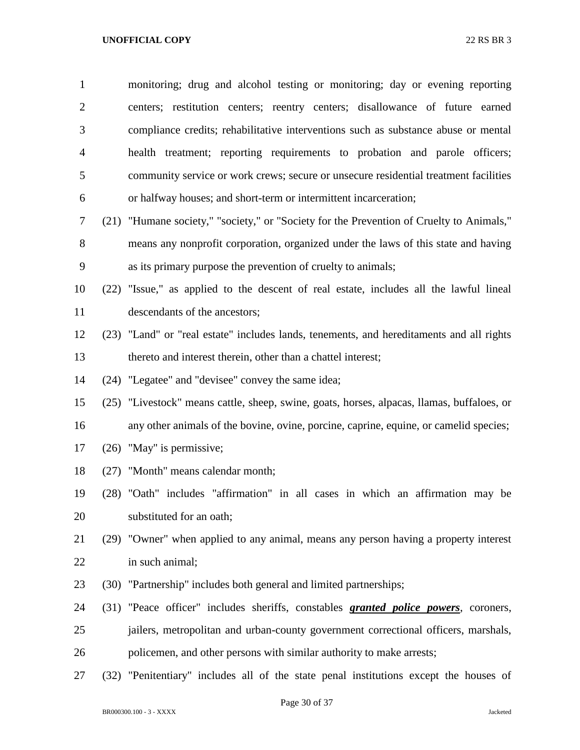monitoring; drug and alcohol testing or monitoring; day or evening reporting centers; restitution centers; reentry centers; disallowance of future earned compliance credits; rehabilitative interventions such as substance abuse or mental health treatment; reporting requirements to probation and parole officers; community service or work crews; secure or unsecure residential treatment facilities or halfway houses; and short-term or intermittent incarceration;

(21) "Humane society," "society," or "Society for the Prevention of Cruelty to Animals," means any nonprofit corporation, organized under the laws of this state and having as its primary purpose the prevention of cruelty to animals;

(22) "Issue," as applied to the descent of real estate, includes all the lawful lineal descendants of the ancestors;

(23) "Land" or "real estate" includes lands, tenements, and hereditaments and all rights thereto and interest therein, other than a chattel interest;

(24) "Legatee" and "devisee" convey the same idea;

(25) "Livestock" means cattle, sheep, swine, goats, horses, alpacas, llamas, buffaloes, or any other animals of the bovine, ovine, porcine, caprine, equine, or camelid species;

(26) "May" is permissive;

(27) "Month" means calendar month;

(28) "Oath" includes "affirmation" in all cases in which an affirmation may be substituted for an oath;

(29) "Owner" when applied to any animal, means any person having a property interest in such animal;

(30) "Partnership" includes both general and limited partnerships;

(31) "Peace officer" includes sheriffs, constables ***granted police powers***, coroners, jailers, metropolitan and urban-county government correctional officers, marshals, policemen, and other persons with similar authority to make arrests;

(32) "Penitentiary" includes all of the state penal institutions except the houses of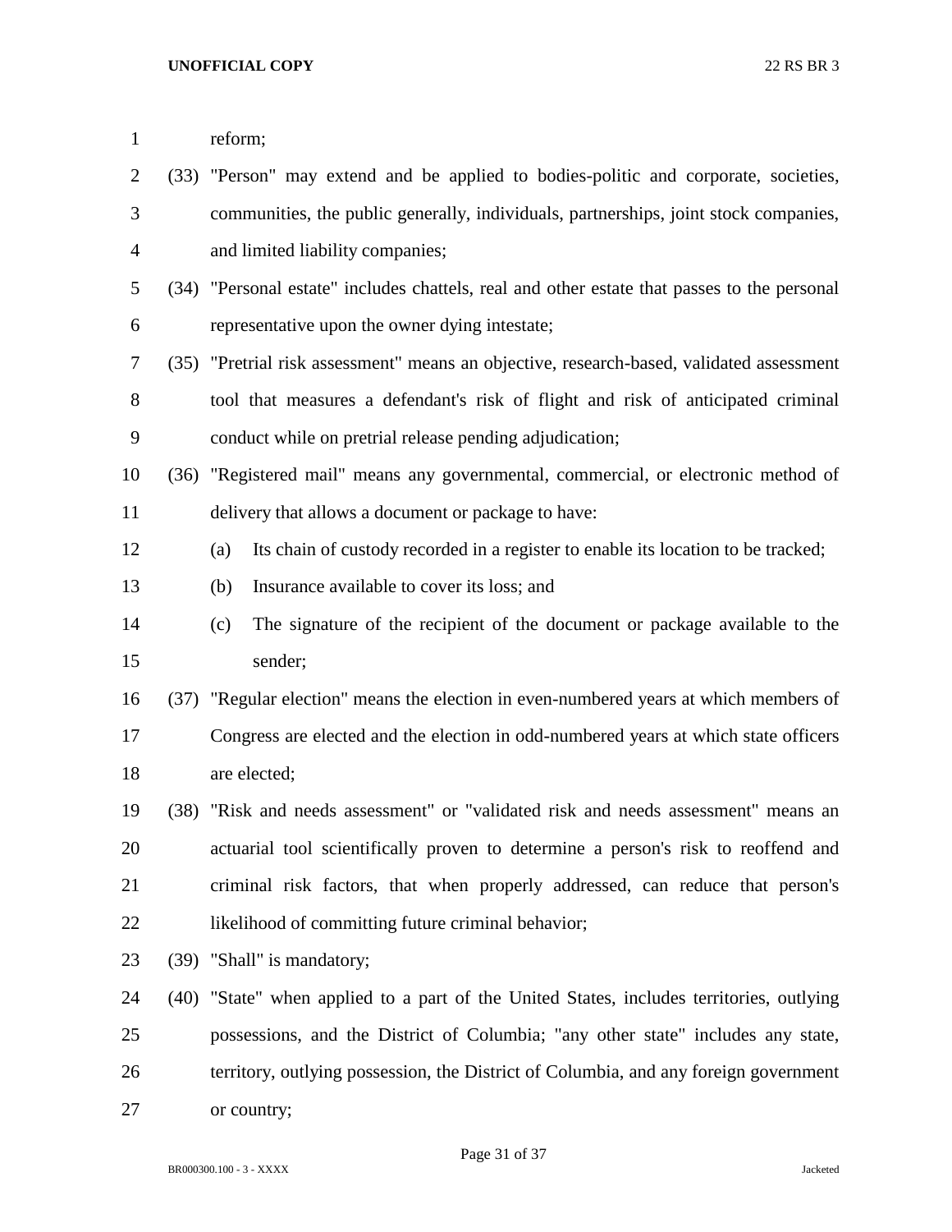reform;

(33) "Person" may extend and be applied to bodies-politic and corporate, societies, communities, the public generally, individuals, partnerships, joint stock companies, and limited liability companies;

(34) "Personal estate" includes chattels, real and other estate that passes to the personal representative upon the owner dying intestate;

(35) "Pretrial risk assessment" means an objective, research-based, validated assessment tool that measures a defendant's risk of flight and risk of anticipated criminal conduct while on pretrial release pending adjudication;

(36) "Registered mail" means any governmental, commercial, or electronic method of delivery that allows a document or package to have:

(a) Its chain of custody recorded in a register to enable its location to be tracked;

(b) Insurance available to cover its loss; and

(c) The signature of the recipient of the document or package available to the sender;

(37) "Regular election" means the election in even-numbered years at which members of Congress are elected and the election in odd-numbered years at which state officers are elected;

(38) "Risk and needs assessment" or "validated risk and needs assessment" means an actuarial tool scientifically proven to determine a person's risk to reoffend and criminal risk factors, that when properly addressed, can reduce that person's likelihood of committing future criminal behavior;

(39) "Shall" is mandatory;

(40) "State" when applied to a part of the United States, includes territories, outlying possessions, and the District of Columbia; "any other state" includes any state, territory, outlying possession, the District of Columbia, and any foreign government or country;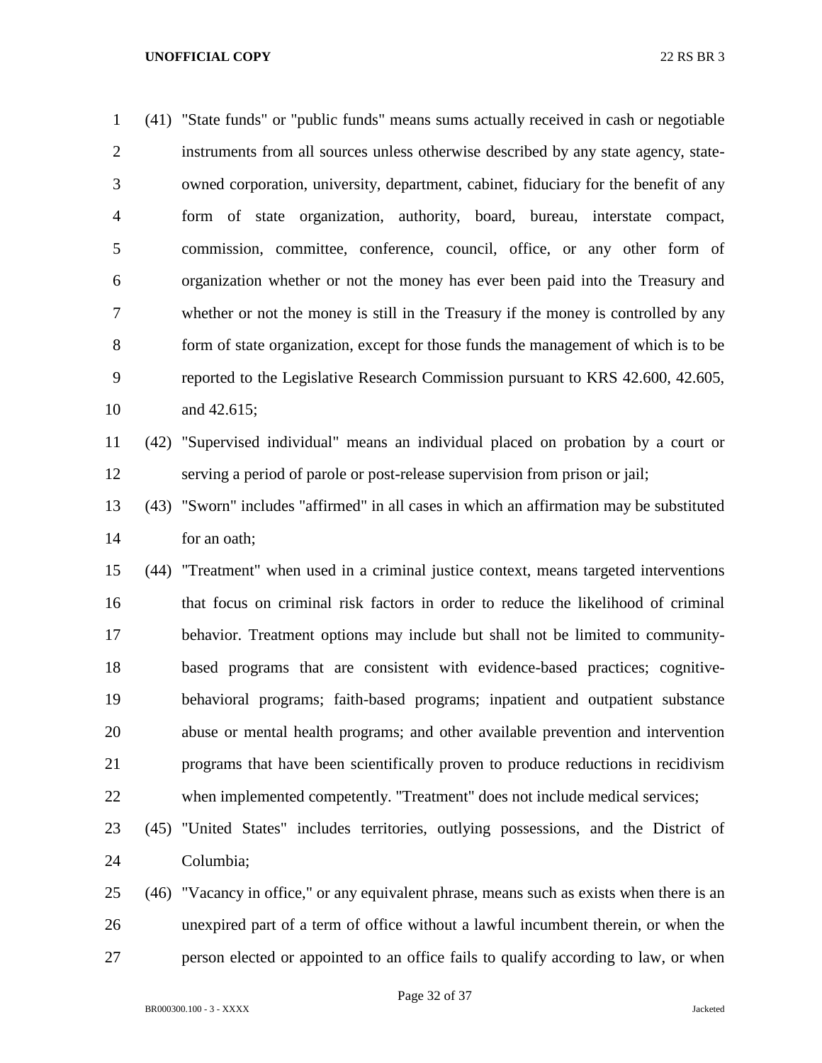(41) "State funds" or "public funds" means sums actually received in cash or negotiable instruments from all sources unless otherwise described by any state agency, state-owned corporation, university, department, cabinet, fiduciary for the benefit of any form of state organization, authority, board, bureau, interstate compact, commission, committee, conference, council, office, or any other form of organization whether or not the money has ever been paid into the Treasury and whether or not the money is still in the Treasury if the money is controlled by any form of state organization, except for those funds the management of which is to be reported to the Legislative Research Commission pursuant to KRS 42.600, 42.605, and 42.615;

(42) "Supervised individual" means an individual placed on probation by a court or serving a period of parole or post-release supervision from prison or jail;

(43) "Sworn" includes "affirmed" in all cases in which an affirmation may be substituted for an oath;

(44) "Treatment" when used in a criminal justice context, means targeted interventions that focus on criminal risk factors in order to reduce the likelihood of criminal behavior. Treatment options may include but shall not be limited to community-based programs that are consistent with evidence-based practices; cognitive-behavioral programs; faith-based programs; inpatient and outpatient substance abuse or mental health programs; and other available prevention and intervention programs that have been scientifically proven to produce reductions in recidivism when implemented competently. "Treatment" does not include medical services;

(45) "United States" includes territories, outlying possessions, and the District of Columbia;

(46) "Vacancy in office," or any equivalent phrase, means such as exists when there is an unexpired part of a term of office without a lawful incumbent therein, or when the person elected or appointed to an office fails to qualify according to law, or when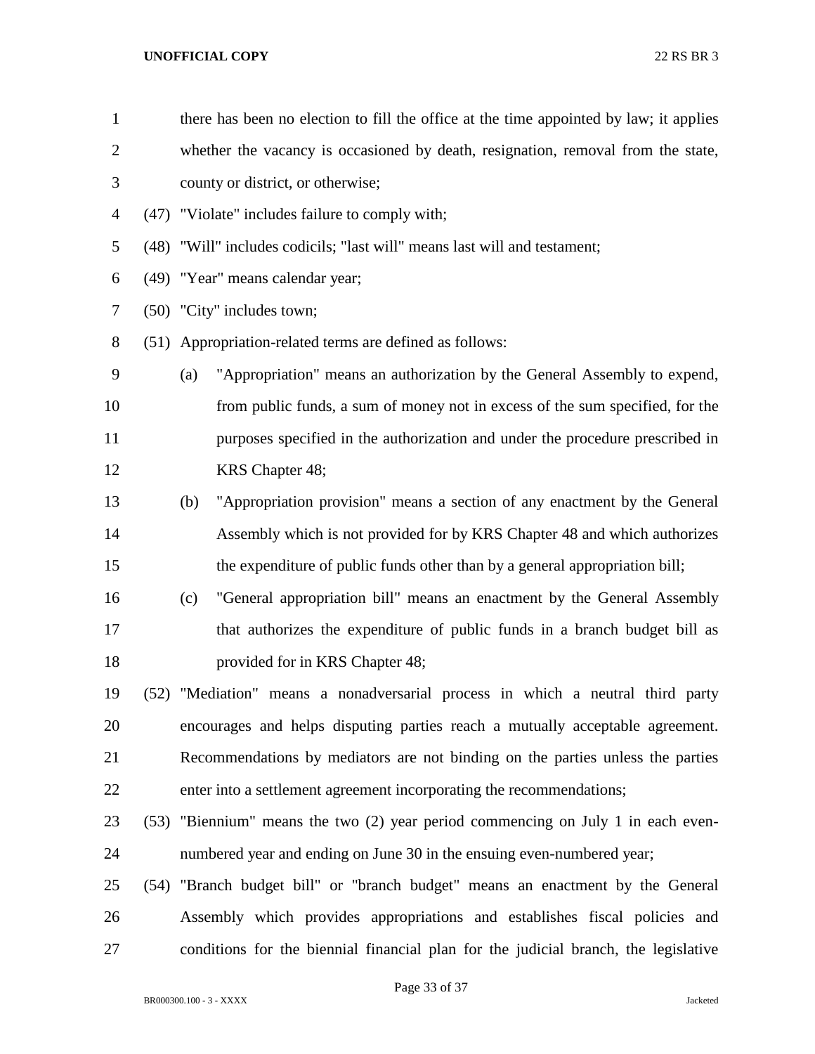there has been no election to fill the office at the time appointed by law; it applies whether the vacancy is occasioned by death, resignation, removal from the state, county or district, or otherwise;

(47) "Violate" includes failure to comply with;

(48) "Will" includes codicils; "last will" means last will and testament;

(49) "Year" means calendar year;

(50) "City" includes town;

(51) Appropriation-related terms are defined as follows:

(a) "Appropriation" means an authorization by the General Assembly to expend, from public funds, a sum of money not in excess of the sum specified, for the purposes specified in the authorization and under the procedure prescribed in KRS Chapter 48;

(b) "Appropriation provision" means a section of any enactment by the General Assembly which is not provided for by KRS Chapter 48 and which authorizes the expenditure of public funds other than by a general appropriation bill;

(c) "General appropriation bill" means an enactment by the General Assembly that authorizes the expenditure of public funds in a branch budget bill as provided for in KRS Chapter 48;

(52) "Mediation" means a nonadversarial process in which a neutral third party encourages and helps disputing parties reach a mutually acceptable agreement. Recommendations by mediators are not binding on the parties unless the parties enter into a settlement agreement incorporating the recommendations;

(53) "Biennium" means the two (2) year period commencing on July 1 in each even-numbered year and ending on June 30 in the ensuing even-numbered year;

(54) "Branch budget bill" or "branch budget" means an enactment by the General Assembly which provides appropriations and establishes fiscal policies and conditions for the biennial financial plan for the judicial branch, the legislative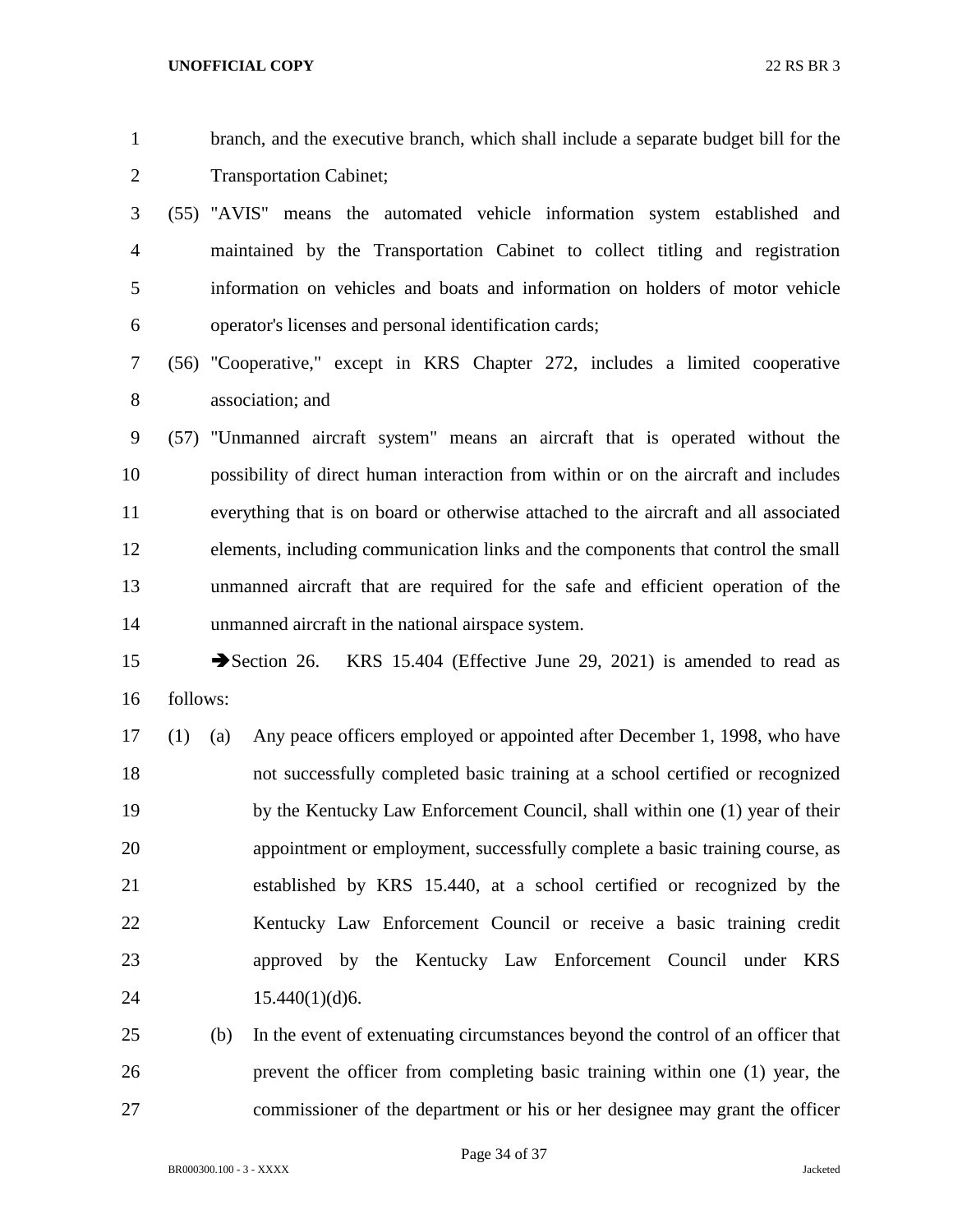branch, and the executive branch, which shall include a separate budget bill for the Transportation Cabinet;

(55) "AVIS" means the automated vehicle information system established and maintained by the Transportation Cabinet to collect titling and registration information on vehicles and boats and information on holders of motor vehicle operator's licenses and personal identification cards;

(56) "Cooperative," except in KRS Chapter 272, includes a limited cooperative association; and

(57) "Unmanned aircraft system" means an aircraft that is operated without the possibility of direct human interaction from within or on the aircraft and includes everything that is on board or otherwise attached to the aircraft and all associated elements, including communication links and the components that control the small unmanned aircraft that are required for the safe and efficient operation of the unmanned aircraft in the national airspace system.

➔Section 26. KRS 15.404 (Effective June 29, 2021) is amended to read as follows:

(1) (a) Any peace officers employed or appointed after December 1, 1998, who have not successfully completed basic training at a school certified or recognized by the Kentucky Law Enforcement Council, shall within one (1) year of their appointment or employment, successfully complete a basic training course, as established by KRS 15.440, at a school certified or recognized by the Kentucky Law Enforcement Council or receive a basic training credit approved by the Kentucky Law Enforcement Council under KRS 15.440(1)(d)6.

(b) In the event of extenuating circumstances beyond the control of an officer that prevent the officer from completing basic training within one (1) year, the commissioner of the department or his or her designee may grant the officer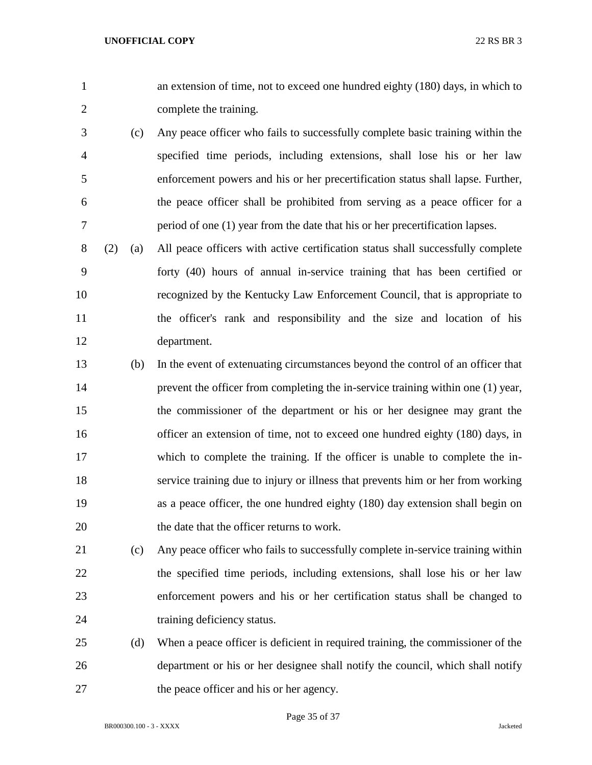an extension of time, not to exceed one hundred eighty (180) days, in which to complete the training.

(c) Any peace officer who fails to successfully complete basic training within the specified time periods, including extensions, shall lose his or her law enforcement powers and his or her precertification status shall lapse. Further, the peace officer shall be prohibited from serving as a peace officer for a period of one (1) year from the date that his or her precertification lapses.

(2) (a) All peace officers with active certification status shall successfully complete forty (40) hours of annual in-service training that has been certified or recognized by the Kentucky Law Enforcement Council, that is appropriate to the officer's rank and responsibility and the size and location of his department.

(b) In the event of extenuating circumstances beyond the control of an officer that prevent the officer from completing the in-service training within one (1) year, the commissioner of the department or his or her designee may grant the officer an extension of time, not to exceed one hundred eighty (180) days, in which to complete the training. If the officer is unable to complete the in-service training due to injury or illness that prevents him or her from working as a peace officer, the one hundred eighty (180) day extension shall begin on the date that the officer returns to work.

(c) Any peace officer who fails to successfully complete in-service training within the specified time periods, including extensions, shall lose his or her law enforcement powers and his or her certification status shall be changed to training deficiency status.

(d) When a peace officer is deficient in required training, the commissioner of the department or his or her designee shall notify the council, which shall notify the peace officer and his or her agency.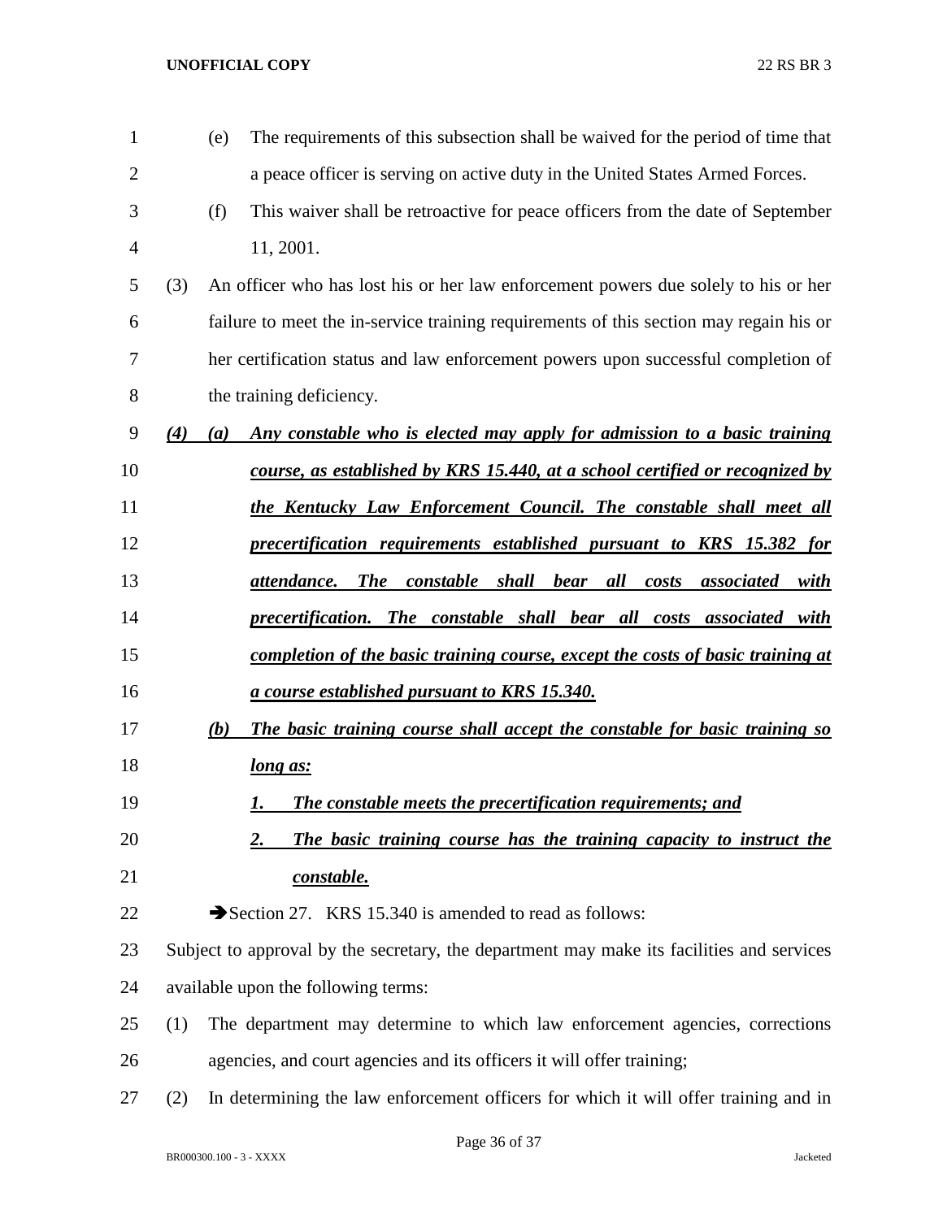(e) The requirements of this subsection shall be waived for the period of time that a peace officer is serving on active duty in the United States Armed Forces.

(f) This waiver shall be retroactive for peace officers from the date of September 11, 2001.

(3) An officer who has lost his or her law enforcement powers due solely to his or her failure to meet the in-service training requirements of this section may regain his or her certification status and law enforcement powers upon successful completion of the training deficiency.

***(4) (a) Any constable who is elected may apply for admission to a basic training course, as established by KRS 15.440, at a school certified or recognized by the Kentucky Law Enforcement Council. The constable shall meet all precertification requirements established pursuant to KRS 15.382 for attendance. The constable shall bear all costs associated with precertification. The constable shall bear all costs associated with completion of the basic training course, except the costs of basic training at a course established pursuant to KRS 15.340.***

***(b) The basic training course shall accept the constable for basic training so long as:***

***1. The constable meets the precertification requirements; and***

***2. The basic training course has the training capacity to instruct the constable.***

➔Section 27. KRS 15.340 is amended to read as follows:

Subject to approval by the secretary, the department may make its facilities and services available upon the following terms:

(1) The department may determine to which law enforcement agencies, corrections agencies, and court agencies and its officers it will offer training;

(2) In determining the law enforcement officers for which it will offer training and in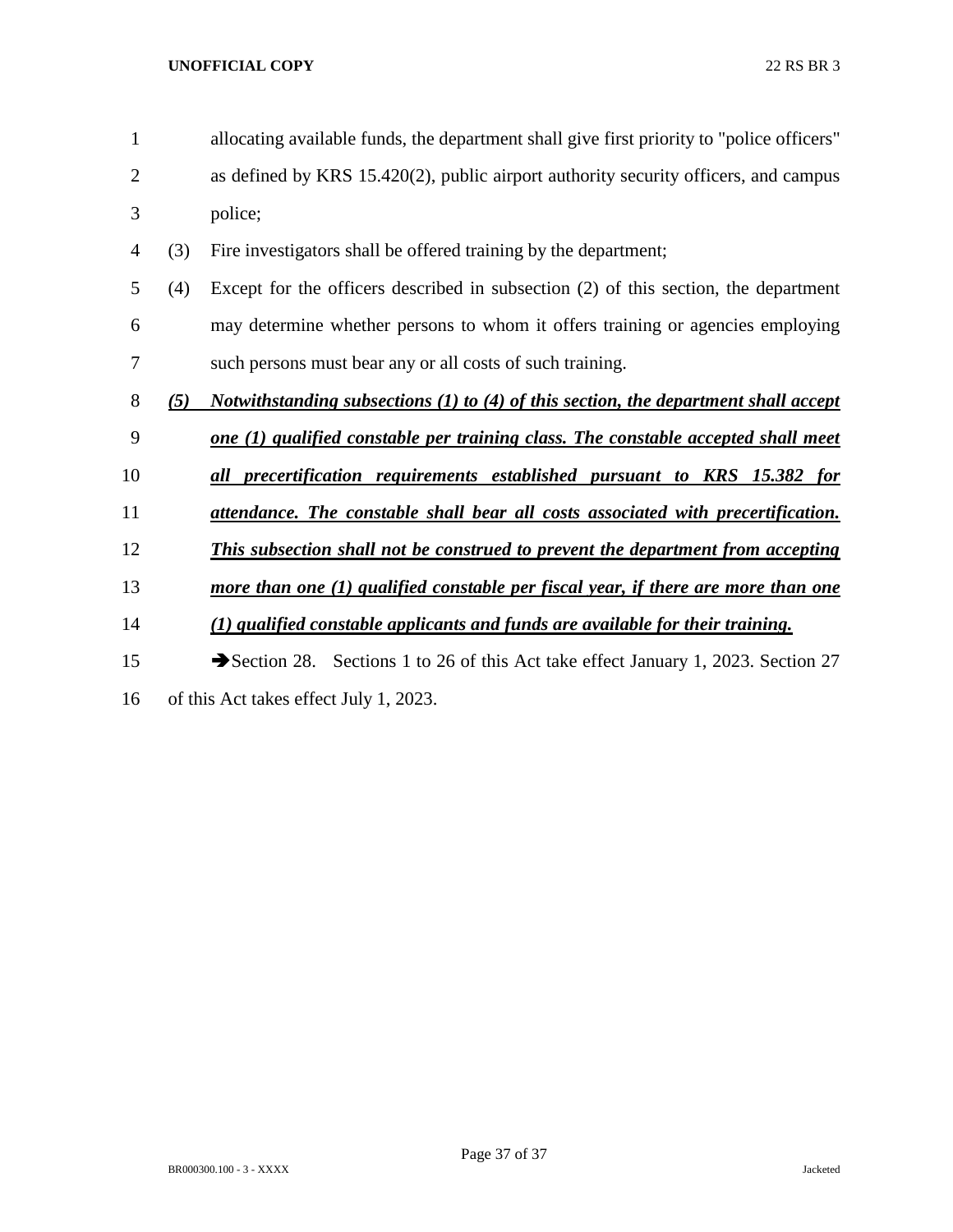allocating available funds, the department shall give first priority to "police officers" as defined by KRS 15.420(2), public airport authority security officers, and campus police;

(3) Fire investigators shall be offered training by the department;

(4) Except for the officers described in subsection (2) of this section, the department may determine whether persons to whom it offers training or agencies employing such persons must bear any or all costs of such training.

***(5) Notwithstanding subsections (1) to (4) of this section, the department shall accept one (1) qualified constable per training class. The constable accepted shall meet all precertification requirements established pursuant to KRS 15.382 for attendance. The constable shall bear all costs associated with precertification. This subsection shall not be construed to prevent the department from accepting more than one (1) qualified constable per fiscal year, if there are more than one (1) qualified constable applicants and funds are available for their training.***

➔Section 28. Sections 1 to 26 of this Act take effect January 1, 2023. Section 27 of this Act takes effect July 1, 2023.